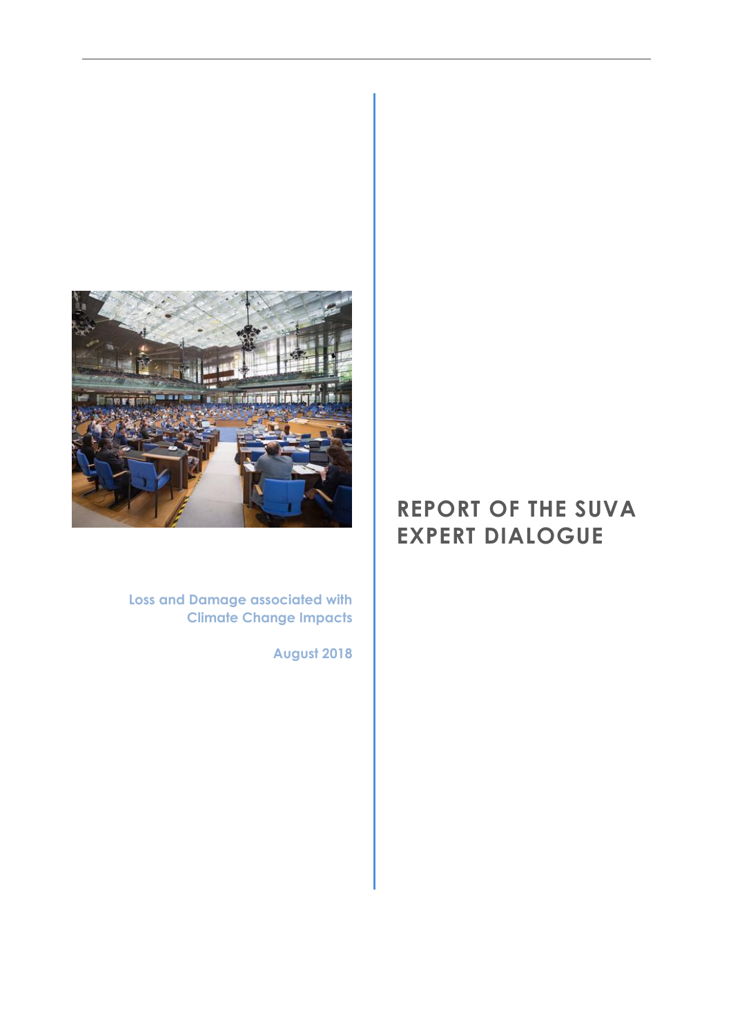# REPORT OF THE SUVA EXPERT DIALOGUE

Loss and Damage associated with Climate Change Impacts

August 2018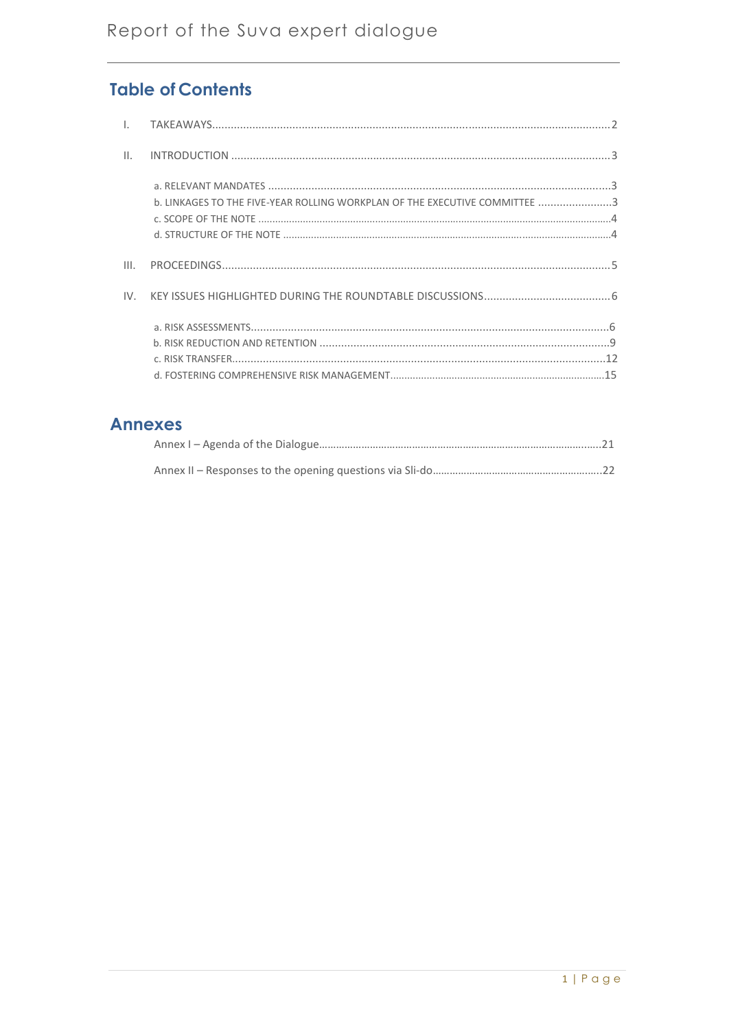## Table of Contents

I. TAKEAWAYS ........ 2

II. INTRODUCTION ........ 3

- a. RELEVANT MANDATES ........ 3
- b. LINKAGES TO THE FIVE-YEAR ROLLING WORKPLAN OF THE EXECUTIVE COMMITTEE ........ 3
- c. SCOPE OF THE NOTE ........ 4
- d. STRUCTURE OF THE NOTE ........ 4

III. PROCEEDINGS ........ 5

IV. KEY ISSUES HIGHLIGHTED DURING THE ROUNDTABLE DISCUSSIONS ........ 6

- a. RISK ASSESSMENTS ........ 6
- b. RISK REDUCTION AND RETENTION ........ 9
- c. RISK TRANSFER ........ 12
- d. FOSTERING COMPREHENSIVE RISK MANAGEMENT ........ 15

## Annexes

Annex I – Agenda of the Dialogue ........ 21

Annex II – Responses to the opening questions via Sli-do ........ 22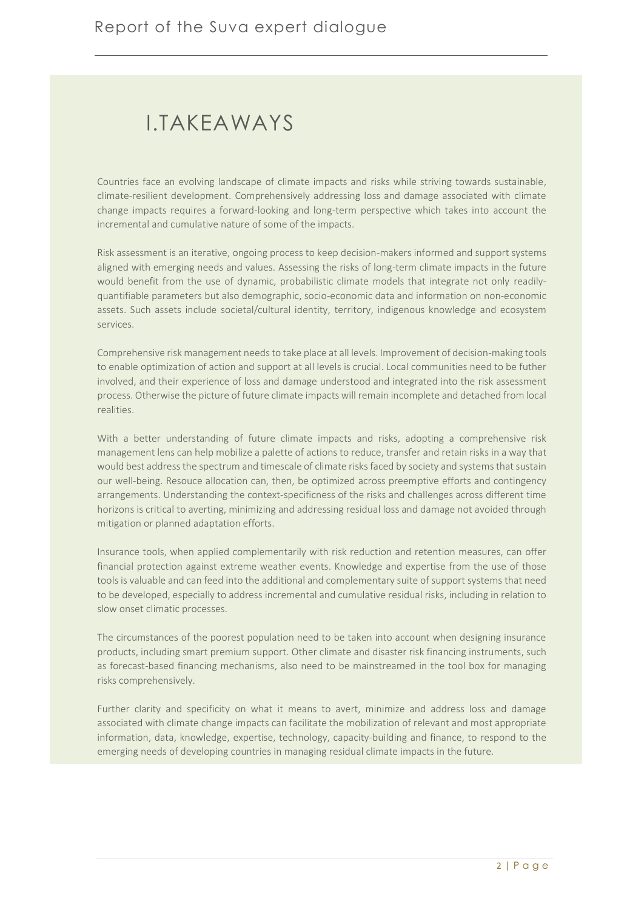# I.TAKEAWAYS

Countries face an evolving landscape of climate impacts and risks while striving towards sustainable, climate-resilient development. Comprehensively addressing loss and damage associated with climate change impacts requires a forward-looking and long-term perspective which takes into account the incremental and cumulative nature of some of the impacts.

Risk assessment is an iterative, ongoing process to keep decision-makers informed and support systems aligned with emerging needs and values. Assessing the risks of long-term climate impacts in the future would benefit from the use of dynamic, probabilistic climate models that integrate not only readily-quantifiable parameters but also demographic, socio-economic data and information on non-economic assets. Such assets include societal/cultural identity, territory, indigenous knowledge and ecosystem services.

Comprehensive risk management needs to take place at all levels. Improvement of decision-making tools to enable optimization of action and support at all levels is crucial. Local communities need to be futher involved, and their experience of loss and damage understood and integrated into the risk assessment process. Otherwise the picture of future climate impacts will remain incomplete and detached from local realities.

With a better understanding of future climate impacts and risks, adopting a comprehensive risk management lens can help mobilize a palette of actions to reduce, transfer and retain risks in a way that would best address the spectrum and timescale of climate risks faced by society and systems that sustain our well-being. Resouce allocation can, then, be optimized across preemptive efforts and contingency arrangements. Understanding the context-specificness of the risks and challenges across different time horizons is critical to averting, minimizing and addressing residual loss and damage not avoided through mitigation or planned adaptation efforts.

Insurance tools, when applied complementarily with risk reduction and retention measures, can offer financial protection against extreme weather events. Knowledge and expertise from the use of those tools is valuable and can feed into the additional and complementary suite of support systems that need to be developed, especially to address incremental and cumulative residual risks, including in relation to slow onset climatic processes.

The circumstances of the poorest population need to be taken into account when designing insurance products, including smart premium support. Other climate and disaster risk financing instruments, such as forecast-based financing mechanisms, also need to be mainstreamed in the tool box for managing risks comprehensively.

Further clarity and specificity on what it means to avert, minimize and address loss and damage associated with climate change impacts can facilitate the mobilization of relevant and most appropriate information, data, knowledge, expertise, technology, capacity-building and finance, to respond to the emerging needs of developing countries in managing residual climate impacts in the future.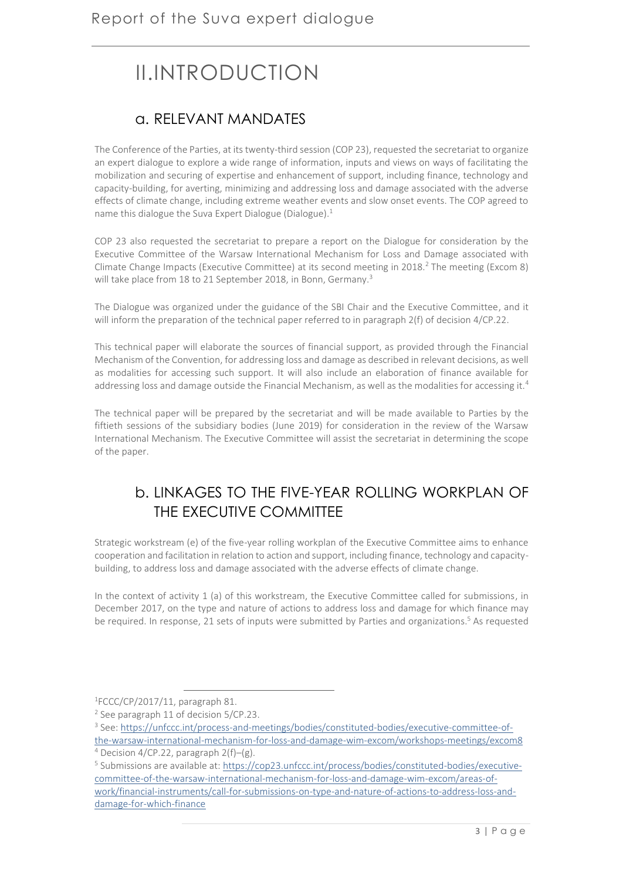# II. INTRODUCTION

## a. RELEVANT MANDATES

The Conference of the Parties, at its twenty-third session (COP 23), requested the secretariat to organize an expert dialogue to explore a wide range of information, inputs and views on ways of facilitating the mobilization and securing of expertise and enhancement of support, including finance, technology and capacity-building, for averting, minimizing and addressing loss and damage associated with the adverse effects of climate change, including extreme weather events and slow onset events. The COP agreed to name this dialogue the Suva Expert Dialogue (Dialogue).[1]

COP 23 also requested the secretariat to prepare a report on the Dialogue for consideration by the Executive Committee of the Warsaw International Mechanism for Loss and Damage associated with Climate Change Impacts (Executive Committee) at its second meeting in 2018.[2] The meeting (Excom 8) will take place from 18 to 21 September 2018, in Bonn, Germany.[3]

The Dialogue was organized under the guidance of the SBI Chair and the Executive Committee, and it will inform the preparation of the technical paper referred to in paragraph 2(f) of decision 4/CP.22.

This technical paper will elaborate the sources of financial support, as provided through the Financial Mechanism of the Convention, for addressing loss and damage as described in relevant decisions, as well as modalities for accessing such support. It will also include an elaboration of finance available for addressing loss and damage outside the Financial Mechanism, as well as the modalities for accessing it.[4]

The technical paper will be prepared by the secretariat and will be made available to Parties by the fiftieth sessions of the subsidiary bodies (June 2019) for consideration in the review of the Warsaw International Mechanism. The Executive Committee will assist the secretariat in determining the scope of the paper.

## b. LINKAGES TO THE FIVE-YEAR ROLLING WORKPLAN OF THE EXECUTIVE COMMITTEE

Strategic workstream (e) of the five-year rolling workplan of the Executive Committee aims to enhance cooperation and facilitation in relation to action and support, including finance, technology and capacity-building, to address loss and damage associated with the adverse effects of climate change.

In the context of activity 1 (a) of this workstream, the Executive Committee called for submissions, in December 2017, on the type and nature of actions to address loss and damage for which finance may be required. In response, 21 sets of inputs were submitted by Parties and organizations.[5] As requested

---

[1] FCCC/CP/2017/11, paragraph 81.

[2] See paragraph 11 of decision 5/CP.23.

[3] See: https://unfccc.int/process-and-meetings/bodies/constituted-bodies/executive-committee-of-the-warsaw-international-mechanism-for-loss-and-damage-wim-excom/workshops-meetings/excom8

[4] Decision 4/CP.22, paragraph 2(f)–(g).

[5] Submissions are available at: https://cop23.unfccc.int/process/bodies/constituted-bodies/executive-committee-of-the-warsaw-international-mechanism-for-loss-and-damage-wim-excom/areas-of-work/financial-instruments/call-for-submissions-on-type-and-nature-of-actions-to-address-loss-and-damage-for-which-finance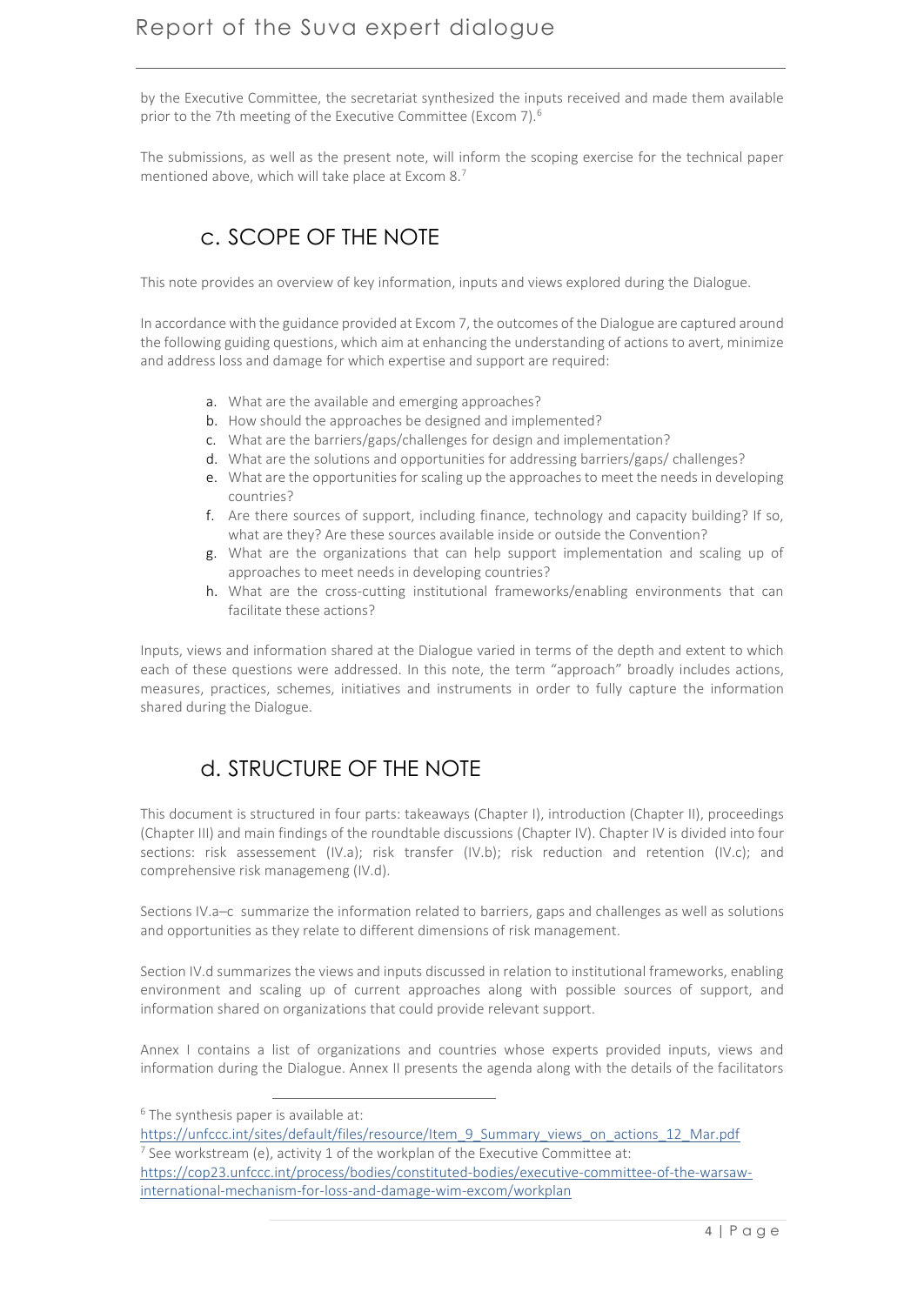by the Executive Committee, the secretariat synthesized the inputs received and made them available prior to the 7th meeting of the Executive Committee (Excom 7).[6]

The submissions, as well as the present note, will inform the scoping exercise for the technical paper mentioned above, which will take place at Excom 8.[7]

## c. SCOPE OF THE NOTE

This note provides an overview of key information, inputs and views explored during the Dialogue.

In accordance with the guidance provided at Excom 7, the outcomes of the Dialogue are captured around the following guiding questions, which aim at enhancing the understanding of actions to avert, minimize and address loss and damage for which expertise and support are required:

a. What are the available and emerging approaches?
b. How should the approaches be designed and implemented?
c. What are the barriers/gaps/challenges for design and implementation?
d. What are the solutions and opportunities for addressing barriers/gaps/ challenges?
e. What are the opportunities for scaling up the approaches to meet the needs in developing countries?
f. Are there sources of support, including finance, technology and capacity building? If so, what are they? Are these sources available inside or outside the Convention?
g. What are the organizations that can help support implementation and scaling up of approaches to meet needs in developing countries?
h. What are the cross-cutting institutional frameworks/enabling environments that can facilitate these actions?

Inputs, views and information shared at the Dialogue varied in terms of the depth and extent to which each of these questions were addressed. In this note, the term "approach" broadly includes actions, measures, practices, schemes, initiatives and instruments in order to fully capture the information shared during the Dialogue.

## d. STRUCTURE OF THE NOTE

This document is structured in four parts: takeaways (Chapter I), introduction (Chapter II), proceedings (Chapter III) and main findings of the roundtable discussions (Chapter IV). Chapter IV is divided into four sections: risk assessement (IV.a); risk transfer (IV.b); risk reduction and retention (IV.c); and comprehensive risk managemeng (IV.d).

Sections IV.a–c summarize the information related to barriers, gaps and challenges as well as solutions and opportunities as they relate to different dimensions of risk management.

Section IV.d summarizes the views and inputs discussed in relation to institutional frameworks, enabling environment and scaling up of current approaches along with possible sources of support, and information shared on organizations that could provide relevant support.

Annex I contains a list of organizations and countries whose experts provided inputs, views and information during the Dialogue. Annex II presents the agenda along with the details of the facilitators

---

[6] The synthesis paper is available at: https://unfccc.int/sites/default/files/resource/Item_9_Summary_views_on_actions_12_Mar.pdf

[7] See workstream (e), activity 1 of the workplan of the Executive Committee at: https://cop23.unfccc.int/process/bodies/constituted-bodies/executive-committee-of-the-warsaw-international-mechanism-for-loss-and-damage-wim-excom/workplan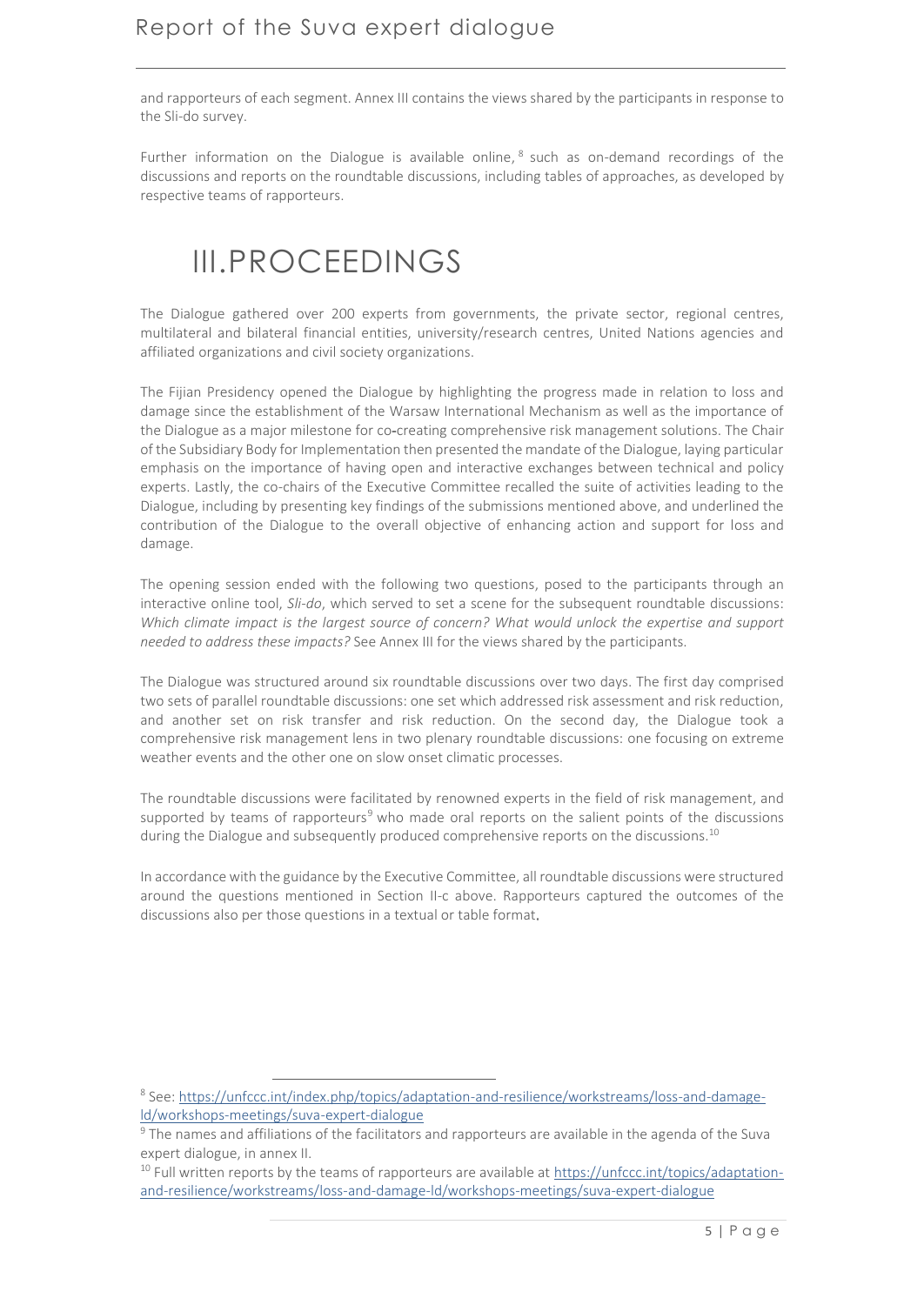and rapporteurs of each segment. Annex III contains the views shared by the participants in response to the Sli-do survey.

Further information on the Dialogue is available online,[8] such as on-demand recordings of the discussions and reports on the roundtable discussions, including tables of approaches, as developed by respective teams of rapporteurs.

# III.PROCEEDINGS

The Dialogue gathered over 200 experts from governments, the private sector, regional centres, multilateral and bilateral financial entities, university/research centres, United Nations agencies and affiliated organizations and civil society organizations.

The Fijian Presidency opened the Dialogue by highlighting the progress made in relation to loss and damage since the establishment of the Warsaw International Mechanism as well as the importance of the Dialogue as a major milestone for co-creating comprehensive risk management solutions. The Chair of the Subsidiary Body for Implementation then presented the mandate of the Dialogue, laying particular emphasis on the importance of having open and interactive exchanges between technical and policy experts. Lastly, the co-chairs of the Executive Committee recalled the suite of activities leading to the Dialogue, including by presenting key findings of the submissions mentioned above, and underlined the contribution of the Dialogue to the overall objective of enhancing action and support for loss and damage.

The opening session ended with the following two questions, posed to the participants through an interactive online tool, *Sli-do*, which served to set a scene for the subsequent roundtable discussions: *Which climate impact is the largest source of concern? What would unlock the expertise and support needed to address these impacts?* See Annex III for the views shared by the participants.

The Dialogue was structured around six roundtable discussions over two days. The first day comprised two sets of parallel roundtable discussions: one set which addressed risk assessment and risk reduction, and another set on risk transfer and risk reduction. On the second day, the Dialogue took a comprehensive risk management lens in two plenary roundtable discussions: one focusing on extreme weather events and the other one on slow onset climatic processes.

The roundtable discussions were facilitated by renowned experts in the field of risk management, and supported by teams of rapporteurs[9] who made oral reports on the salient points of the discussions during the Dialogue and subsequently produced comprehensive reports on the discussions.[10]

In accordance with the guidance by the Executive Committee, all roundtable discussions were structured around the questions mentioned in Section II-c above. Rapporteurs captured the outcomes of the discussions also per those questions in a textual or table format.

---

[8] See: https://unfccc.int/index.php/topics/adaptation-and-resilience/workstreams/loss-and-damage-ld/workshops-meetings/suva-expert-dialogue

[9] The names and affiliations of the facilitators and rapporteurs are available in the agenda of the Suva expert dialogue, in annex II.

[10] Full written reports by the teams of rapporteurs are available at https://unfccc.int/topics/adaptation-and-resilience/workstreams/loss-and-damage-ld/workshops-meetings/suva-expert-dialogue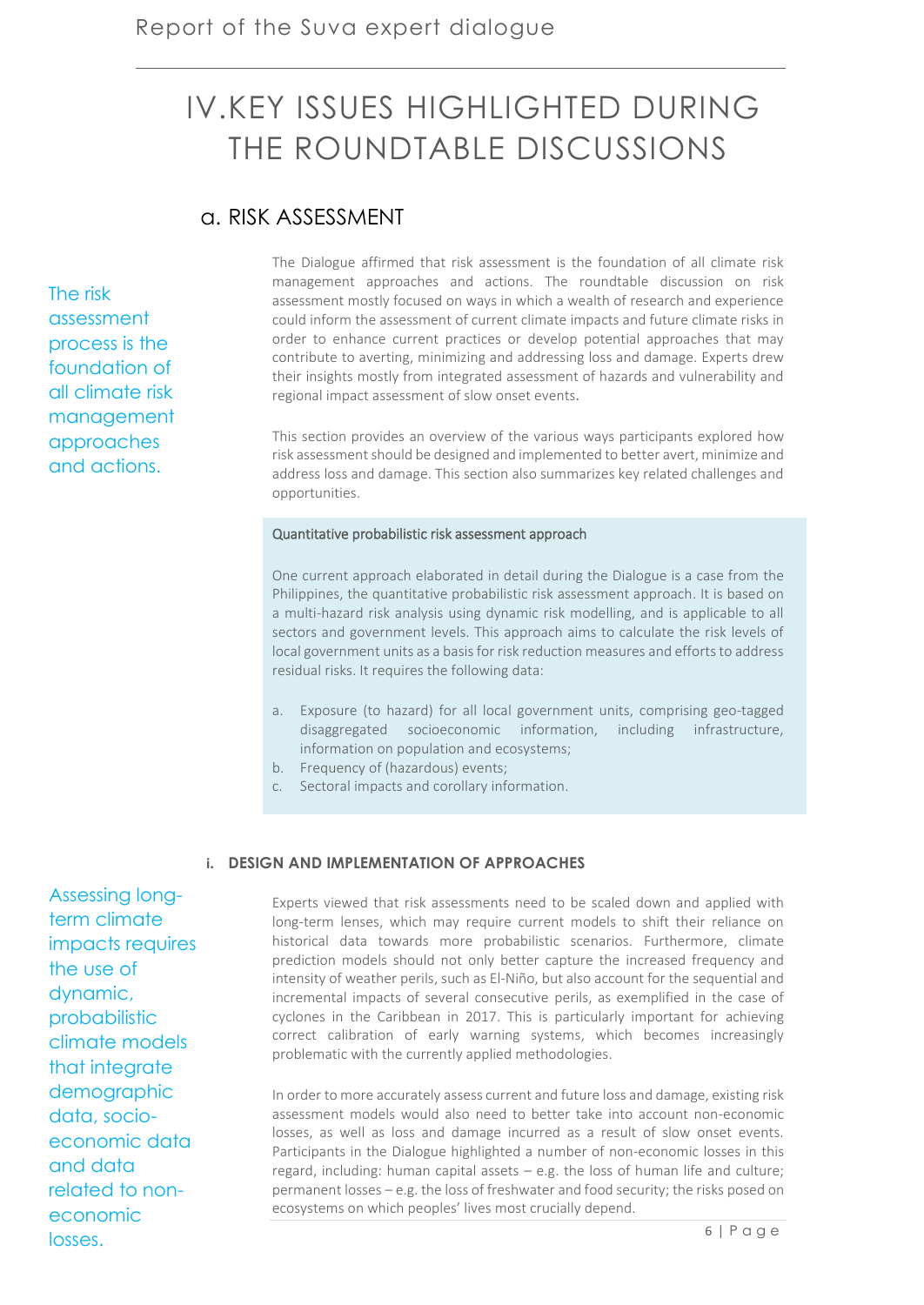# IV. KEY ISSUES HIGHLIGHTED DURING THE ROUNDTABLE DISCUSSIONS

## a. RISK ASSESSMENT

The risk assessment process is the foundation of all climate risk management approaches and actions.

The Dialogue affirmed that risk assessment is the foundation of all climate risk management approaches and actions. The roundtable discussion on risk assessment mostly focused on ways in which a wealth of research and experience could inform the assessment of current climate impacts and future climate risks in order to enhance current practices or develop potential approaches that may contribute to averting, minimizing and addressing loss and damage. Experts drew their insights mostly from integrated assessment of hazards and vulnerability and regional impact assessment of slow onset events.

This section provides an overview of the various ways participants explored how risk assessment should be designed and implemented to better avert, minimize and address loss and damage. This section also summarizes key related challenges and opportunities.

> Quantitative probabilistic risk assessment approach
>
> One current approach elaborated in detail during the Dialogue is a case from the Philippines, the quantitative probabilistic risk assessment approach. It is based on a multi-hazard risk analysis using dynamic risk modelling, and is applicable to all sectors and government levels. This approach aims to calculate the risk levels of local government units as a basis for risk reduction measures and efforts to address residual risks. It requires the following data:
>
> a. Exposure (to hazard) for all local government units, comprising geo-tagged disaggregated socioeconomic information, including infrastructure, information on population and ecosystems;
> b. Frequency of (hazardous) events;
> c. Sectoral impacts and corollary information.

### i. DESIGN AND IMPLEMENTATION OF APPROACHES

Assessing long-term climate impacts requires the use of dynamic, probabilistic climate models that integrate demographic data, socio-economic data and data related to non-economic losses.

Experts viewed that risk assessments need to be scaled down and applied with long-term lenses, which may require current models to shift their reliance on historical data towards more probabilistic scenarios. Furthermore, climate prediction models should not only better capture the increased frequency and intensity of weather perils, such as El-Niño, but also account for the sequential and incremental impacts of several consecutive perils, as exemplified in the case of cyclones in the Caribbean in 2017. This is particularly important for achieving correct calibration of early warning systems, which becomes increasingly problematic with the currently applied methodologies.

In order to more accurately assess current and future loss and damage, existing risk assessment models would also need to better take into account non-economic losses, as well as loss and damage incurred as a result of slow onset events. Participants in the Dialogue highlighted a number of non-economic losses in this regard, including: human capital assets – e.g. the loss of human life and culture; permanent losses – e.g. the loss of freshwater and food security; the risks posed on ecosystems on which peoples' lives most crucially depend.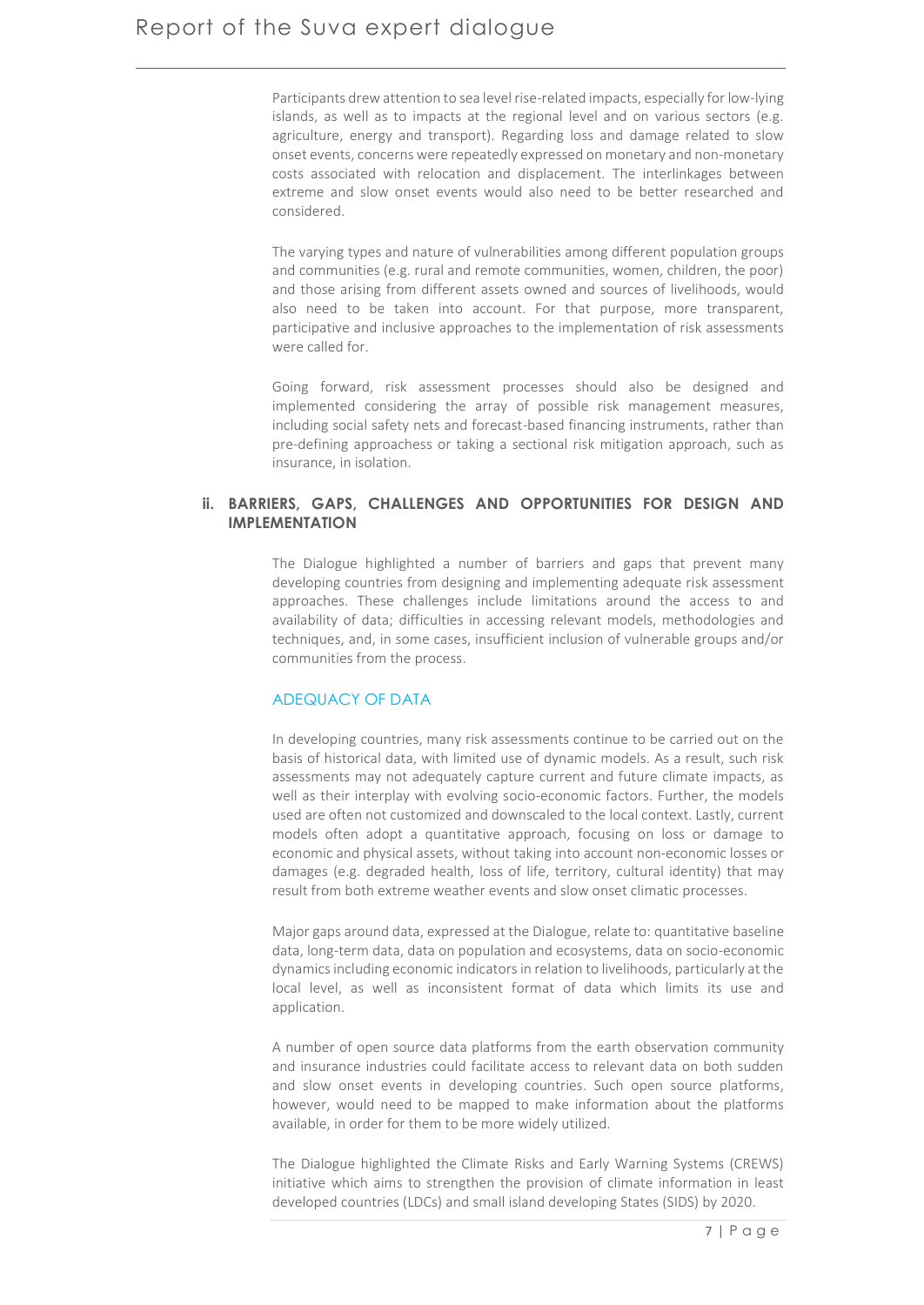Participants drew attention to sea level rise-related impacts, especially for low-lying islands, as well as to impacts at the regional level and on various sectors (e.g. agriculture, energy and transport). Regarding loss and damage related to slow onset events, concerns were repeatedly expressed on monetary and non-monetary costs associated with relocation and displacement. The interlinkages between extreme and slow onset events would also need to be better researched and considered.

The varying types and nature of vulnerabilities among different population groups and communities (e.g. rural and remote communities, women, children, the poor) and those arising from different assets owned and sources of livelihoods, would also need to be taken into account. For that purpose, more transparent, participative and inclusive approaches to the implementation of risk assessments were called for.

Going forward, risk assessment processes should also be designed and implemented considering the array of possible risk management measures, including social safety nets and forecast-based financing instruments, rather than pre-defining approachess or taking a sectional risk mitigation approach, such as insurance, in isolation.

### ii. BARRIERS, GAPS, CHALLENGES AND OPPORTUNITIES FOR DESIGN AND IMPLEMENTATION

The Dialogue highlighted a number of barriers and gaps that prevent many developing countries from designing and implementing adequate risk assessment approaches. These challenges include limitations around the access to and availability of data; difficulties in accessing relevant models, methodologies and techniques, and, in some cases, insufficient inclusion of vulnerable groups and/or communities from the process.

#### ADEQUACY OF DATA

In developing countries, many risk assessments continue to be carried out on the basis of historical data, with limited use of dynamic models. As a result, such risk assessments may not adequately capture current and future climate impacts, as well as their interplay with evolving socio-economic factors. Further, the models used are often not customized and downscaled to the local context. Lastly, current models often adopt a quantitative approach, focusing on loss or damage to economic and physical assets, without taking into account non-economic losses or damages (e.g. degraded health, loss of life, territory, cultural identity) that may result from both extreme weather events and slow onset climatic processes.

Major gaps around data, expressed at the Dialogue, relate to: quantitative baseline data, long-term data, data on population and ecosystems, data on socio-economic dynamics including economic indicators in relation to livelihoods, particularly at the local level, as well as inconsistent format of data which limits its use and application.

A number of open source data platforms from the earth observation community and insurance industries could facilitate access to relevant data on both sudden and slow onset events in developing countries. Such open source platforms, however, would need to be mapped to make information about the platforms available, in order for them to be more widely utilized.

The Dialogue highlighted the Climate Risks and Early Warning Systems (CREWS) initiative which aims to strengthen the provision of climate information in least developed countries (LDCs) and small island developing States (SIDS) by 2020.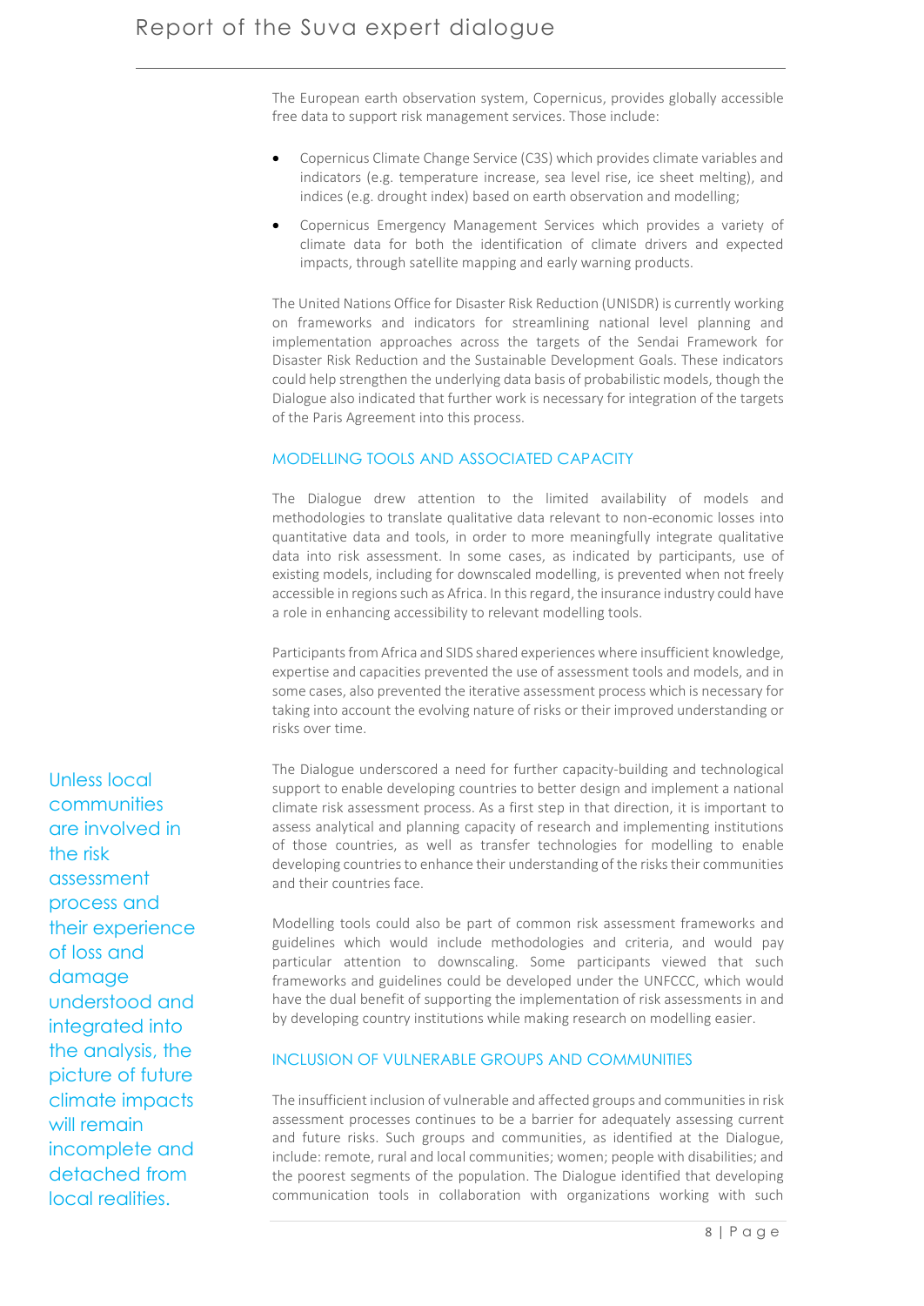The European earth observation system, Copernicus, provides globally accessible free data to support risk management services. Those include:

- Copernicus Climate Change Service (C3S) which provides climate variables and indicators (e.g. temperature increase, sea level rise, ice sheet melting), and indices (e.g. drought index) based on earth observation and modelling;
- Copernicus Emergency Management Services which provides a variety of climate data for both the identification of climate drivers and expected impacts, through satellite mapping and early warning products.

The United Nations Office for Disaster Risk Reduction (UNISDR) is currently working on frameworks and indicators for streamlining national level planning and implementation approaches across the targets of the Sendai Framework for Disaster Risk Reduction and the Sustainable Development Goals. These indicators could help strengthen the underlying data basis of probabilistic models, though the Dialogue also indicated that further work is necessary for integration of the targets of the Paris Agreement into this process.

### MODELLING TOOLS AND ASSOCIATED CAPACITY

The Dialogue drew attention to the limited availability of models and methodologies to translate qualitative data relevant to non-economic losses into quantitative data and tools, in order to more meaningfully integrate qualitative data into risk assessment. In some cases, as indicated by participants, use of existing models, including for downscaled modelling, is prevented when not freely accessible in regions such as Africa. In this regard, the insurance industry could have a role in enhancing accessibility to relevant modelling tools.

Participants from Africa and SIDS shared experiences where insufficient knowledge, expertise and capacities prevented the use of assessment tools and models, and in some cases, also prevented the iterative assessment process which is necessary for taking into account the evolving nature of risks or their improved understanding or risks over time.

> Unless local communities are involved in the risk assessment process and their experience of loss and damage understood and integrated into the analysis, the picture of future climate impacts will remain incomplete and detached from local realities.

The Dialogue underscored a need for further capacity-building and technological support to enable developing countries to better design and implement a national climate risk assessment process. As a first step in that direction, it is important to assess analytical and planning capacity of research and implementing institutions of those countries, as well as transfer technologies for modelling to enable developing countries to enhance their understanding of the risks their communities and their countries face.

Modelling tools could also be part of common risk assessment frameworks and guidelines which would include methodologies and criteria, and would pay particular attention to downscaling. Some participants viewed that such frameworks and guidelines could be developed under the UNFCCC, which would have the dual benefit of supporting the implementation of risk assessments in and by developing country institutions while making research on modelling easier.

### INCLUSION OF VULNERABLE GROUPS AND COMMUNITIES

The insufficient inclusion of vulnerable and affected groups and communities in risk assessment processes continues to be a barrier for adequately assessing current and future risks. Such groups and communities, as identified at the Dialogue, include: remote, rural and local communities; women; people with disabilities; and the poorest segments of the population. The Dialogue identified that developing communication tools in collaboration with organizations working with such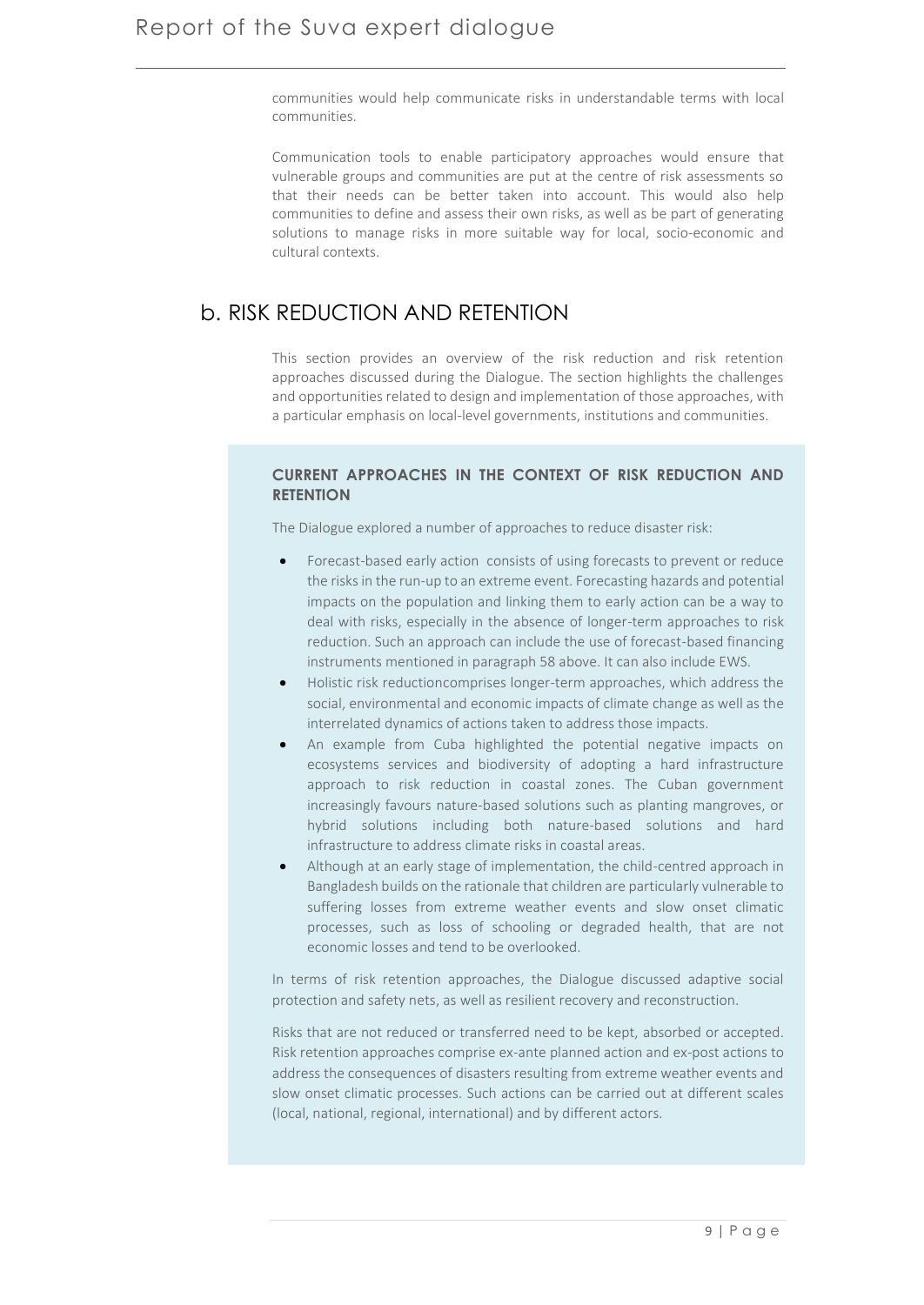communities would help communicate risks in understandable terms with local communities.

Communication tools to enable participatory approaches would ensure that vulnerable groups and communities are put at the centre of risk assessments so that their needs can be better taken into account. This would also help communities to define and assess their own risks, as well as be part of generating solutions to manage risks in more suitable way for local, socio-economic and cultural contexts.

## b. RISK REDUCTION AND RETENTION

This section provides an overview of the risk reduction and risk retention approaches discussed during the Dialogue. The section highlights the challenges and opportunities related to design and implementation of those approaches, with a particular emphasis on local-level governments, institutions and communities.

**CURRENT APPROACHES IN THE CONTEXT OF RISK REDUCTION AND RETENTION**

The Dialogue explored a number of approaches to reduce disaster risk:

- Forecast-based early action consists of using forecasts to prevent or reduce the risks in the run-up to an extreme event. Forecasting hazards and potential impacts on the population and linking them to early action can be a way to deal with risks, especially in the absence of longer-term approaches to risk reduction. Such an approach can include the use of forecast-based financing instruments mentioned in paragraph 58 above. It can also include EWS.
- Holistic risk reductioncomprises longer-term approaches, which address the social, environmental and economic impacts of climate change as well as the interrelated dynamics of actions taken to address those impacts.
- An example from Cuba highlighted the potential negative impacts on ecosystems services and biodiversity of adopting a hard infrastructure approach to risk reduction in coastal zones. The Cuban government increasingly favours nature-based solutions such as planting mangroves, or hybrid solutions including both nature-based solutions and hard infrastructure to address climate risks in coastal areas.
- Although at an early stage of implementation, the child-centred approach in Bangladesh builds on the rationale that children are particularly vulnerable to suffering losses from extreme weather events and slow onset climatic processes, such as loss of schooling or degraded health, that are not economic losses and tend to be overlooked.

In terms of risk retention approaches, the Dialogue discussed adaptive social protection and safety nets, as well as resilient recovery and reconstruction.

Risks that are not reduced or transferred need to be kept, absorbed or accepted. Risk retention approaches comprise ex-ante planned action and ex-post actions to address the consequences of disasters resulting from extreme weather events and slow onset climatic processes. Such actions can be carried out at different scales (local, national, regional, international) and by different actors.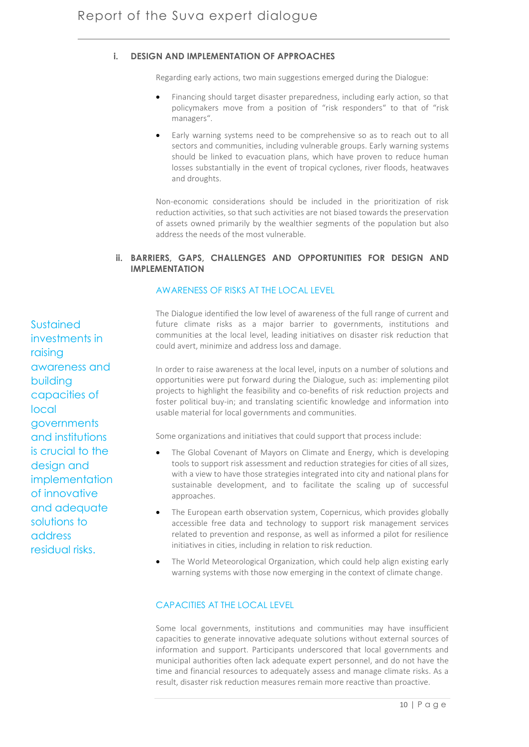### i. DESIGN AND IMPLEMENTATION OF APPROACHES

Regarding early actions, two main suggestions emerged during the Dialogue:

- Financing should target disaster preparedness, including early action, so that policymakers move from a position of "risk responders" to that of "risk managers".
- Early warning systems need to be comprehensive so as to reach out to all sectors and communities, including vulnerable groups. Early warning systems should be linked to evacuation plans, which have proven to reduce human losses substantially in the event of tropical cyclones, river floods, heatwaves and droughts.

Non-economic considerations should be included in the prioritization of risk reduction activities, so that such activities are not biased towards the preservation of assets owned primarily by the wealthier segments of the population but also address the needs of the most vulnerable.

### ii. BARRIERS, GAPS, CHALLENGES AND OPPORTUNITIES FOR DESIGN AND IMPLEMENTATION

#### AWARENESS OF RISKS AT THE LOCAL LEVEL

> Sustained investments in raising awareness and building capacities of local governments and institutions is crucial to the design and implementation of innovative and adequate solutions to address residual risks.

The Dialogue identified the low level of awareness of the full range of current and future climate risks as a major barrier to governments, institutions and communities at the local level, leading initiatives on disaster risk reduction that could avert, minimize and address loss and damage.

In order to raise awareness at the local level, inputs on a number of solutions and opportunities were put forward during the Dialogue, such as: implementing pilot projects to highlight the feasibility and co-benefits of risk reduction projects and foster political buy-in; and translating scientific knowledge and information into usable material for local governments and communities.

Some organizations and initiatives that could support that process include:

- The Global Covenant of Mayors on Climate and Energy, which is developing tools to support risk assessment and reduction strategies for cities of all sizes, with a view to have those strategies integrated into city and national plans for sustainable development, and to facilitate the scaling up of successful approaches.
- The European earth observation system, Copernicus, which provides globally accessible free data and technology to support risk management services related to prevention and response, as well as informed a pilot for resilience initiatives in cities, including in relation to risk reduction.
- The World Meteorological Organization, which could help align existing early warning systems with those now emerging in the context of climate change.

#### CAPACITIES AT THE LOCAL LEVEL

Some local governments, institutions and communities may have insufficient capacities to generate innovative adequate solutions without external sources of information and support. Participants underscored that local governments and municipal authorities often lack adequate expert personnel, and do not have the time and financial resources to adequately assess and manage climate risks. As a result, disaster risk reduction measures remain more reactive than proactive.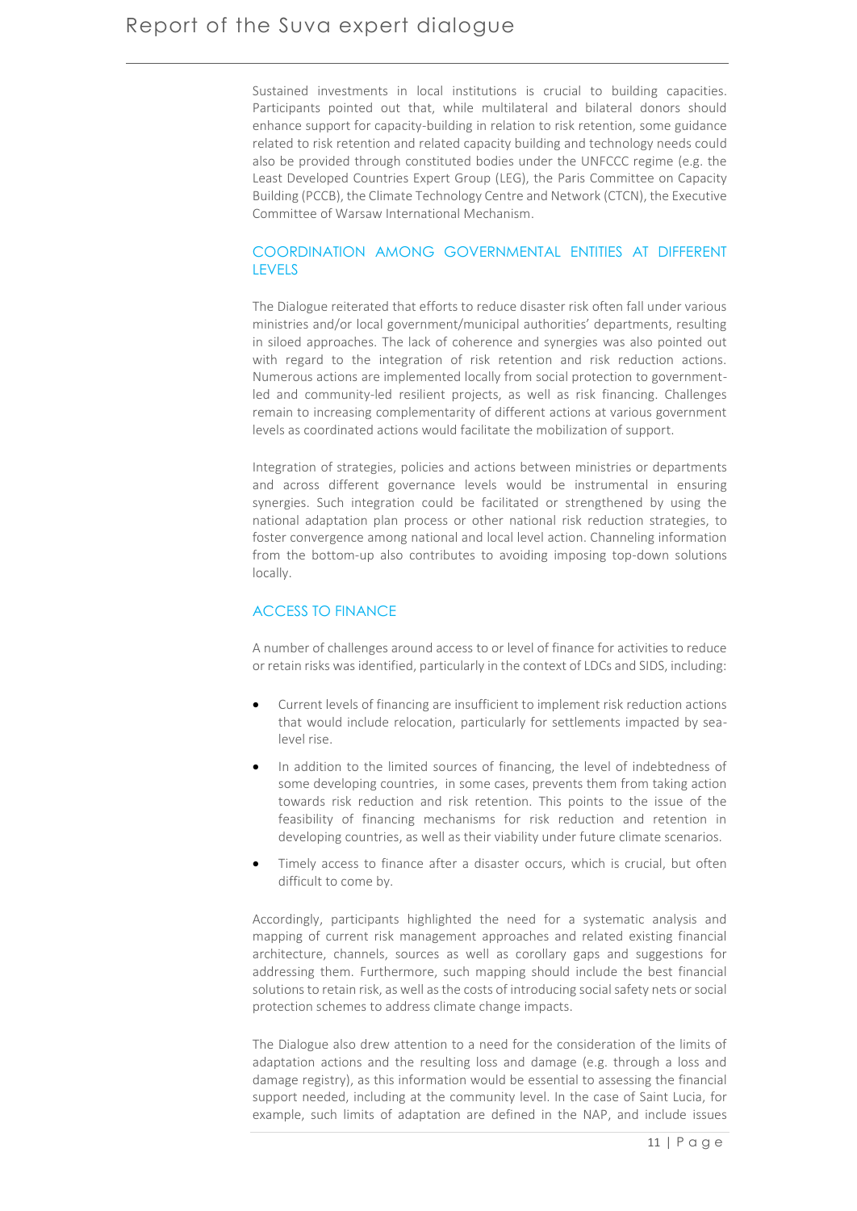Sustained investments in local institutions is crucial to building capacities. Participants pointed out that, while multilateral and bilateral donors should enhance support for capacity-building in relation to risk retention, some guidance related to risk retention and related capacity building and technology needs could also be provided through constituted bodies under the UNFCCC regime (e.g. the Least Developed Countries Expert Group (LEG), the Paris Committee on Capacity Building (PCCB), the Climate Technology Centre and Network (CTCN), the Executive Committee of Warsaw International Mechanism.

## COORDINATION AMONG GOVERNMENTAL ENTITIES AT DIFFERENT LEVELS

The Dialogue reiterated that efforts to reduce disaster risk often fall under various ministries and/or local government/municipal authorities' departments, resulting in siloed approaches. The lack of coherence and synergies was also pointed out with regard to the integration of risk retention and risk reduction actions. Numerous actions are implemented locally from social protection to government-led and community-led resilient projects, as well as risk financing. Challenges remain to increasing complementarity of different actions at various government levels as coordinated actions would facilitate the mobilization of support.

Integration of strategies, policies and actions between ministries or departments and across different governance levels would be instrumental in ensuring synergies. Such integration could be facilitated or strengthened by using the national adaptation plan process or other national risk reduction strategies, to foster convergence among national and local level action. Channeling information from the bottom-up also contributes to avoiding imposing top-down solutions locally.

## ACCESS TO FINANCE

A number of challenges around access to or level of finance for activities to reduce or retain risks was identified, particularly in the context of LDCs and SIDS, including:

- Current levels of financing are insufficient to implement risk reduction actions that would include relocation, particularly for settlements impacted by sea-level rise.
- In addition to the limited sources of financing, the level of indebtedness of some developing countries, in some cases, prevents them from taking action towards risk reduction and risk retention. This points to the issue of the feasibility of financing mechanisms for risk reduction and retention in developing countries, as well as their viability under future climate scenarios.
- Timely access to finance after a disaster occurs, which is crucial, but often difficult to come by.

Accordingly, participants highlighted the need for a systematic analysis and mapping of current risk management approaches and related existing financial architecture, channels, sources as well as corollary gaps and suggestions for addressing them. Furthermore, such mapping should include the best financial solutions to retain risk, as well as the costs of introducing social safety nets or social protection schemes to address climate change impacts.

The Dialogue also drew attention to a need for the consideration of the limits of adaptation actions and the resulting loss and damage (e.g. through a loss and damage registry), as this information would be essential to assessing the financial support needed, including at the community level. In the case of Saint Lucia, for example, such limits of adaptation are defined in the NAP, and include issues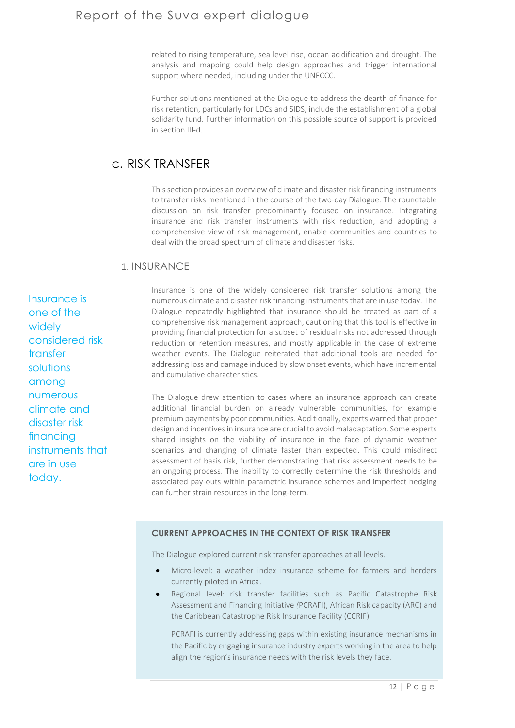related to rising temperature, sea level rise, ocean acidification and drought. The analysis and mapping could help design approaches and trigger international support where needed, including under the UNFCCC.

Further solutions mentioned at the Dialogue to address the dearth of finance for risk retention, particularly for LDCs and SIDS, include the establishment of a global solidarity fund. Further information on this possible source of support is provided in section III-d.

## c. RISK TRANSFER

This section provides an overview of climate and disaster risk financing instruments to transfer risks mentioned in the course of the two-day Dialogue. The roundtable discussion on risk transfer predominantly focused on insurance. Integrating insurance and risk transfer instruments with risk reduction, and adopting a comprehensive view of risk management, enable communities and countries to deal with the broad spectrum of climate and disaster risks.

### 1. INSURANCE

> Insurance is one of the widely considered risk transfer solutions among numerous climate and disaster risk financing instruments that are in use today.

Insurance is one of the widely considered risk transfer solutions among the numerous climate and disaster risk financing instruments that are in use today. The Dialogue repeatedly highlighted that insurance should be treated as part of a comprehensive risk management approach, cautioning that this tool is effective in providing financial protection for a subset of residual risks not addressed through reduction or retention measures, and mostly applicable in the case of extreme weather events. The Dialogue reiterated that additional tools are needed for addressing loss and damage induced by slow onset events, which have incremental and cumulative characteristics.

The Dialogue drew attention to cases where an insurance approach can create additional financial burden on already vulnerable communities, for example premium payments by poor communities. Additionally, experts warned that proper design and incentives in insurance are crucial to avoid maladaptation. Some experts shared insights on the viability of insurance in the face of dynamic weather scenarios and changing of climate faster than expected. This could misdirect assessment of basis risk, further demonstrating that risk assessment needs to be an ongoing process. The inability to correctly determine the risk thresholds and associated pay-outs within parametric insurance schemes and imperfect hedging can further strain resources in the long-term.

**CURRENT APPROACHES IN THE CONTEXT OF RISK TRANSFER**

The Dialogue explored current risk transfer approaches at all levels.

- Micro-level: a weather index insurance scheme for farmers and herders currently piloted in Africa.
- Regional level: risk transfer facilities such as Pacific Catastrophe Risk Assessment and Financing Initiative *(*PCRAFI), African Risk capacity (ARC) and the Caribbean Catastrophe Risk Insurance Facility (CCRIF).

  PCRAFI is currently addressing gaps within existing insurance mechanisms in the Pacific by engaging insurance industry experts working in the area to help align the region's insurance needs with the risk levels they face.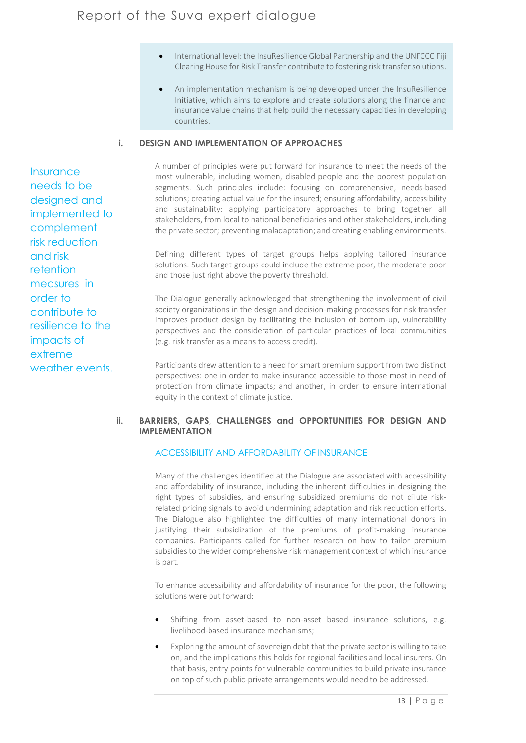- International level: the InsuResilience Global Partnership and the UNFCCC Fiji Clearing House for Risk Transfer contribute to fostering risk transfer solutions.
- An implementation mechanism is being developed under the InsuResilience Initiative, which aims to explore and create solutions along the finance and insurance value chains that help build the necessary capacities in developing countries.

### i. DESIGN AND IMPLEMENTATION OF APPROACHES

Insurance needs to be designed and implemented to complement risk reduction and risk retention measures in order to contribute to resilience to the impacts of extreme weather events.

A number of principles were put forward for insurance to meet the needs of the most vulnerable, including women, disabled people and the poorest population segments. Such principles include: focusing on comprehensive, needs-based solutions; creating actual value for the insured; ensuring affordability, accessibility and sustainability; applying participatory approaches to bring together all stakeholders, from local to national beneficiaries and other stakeholders, including the private sector; preventing maladaptation; and creating enabling environments.

Defining different types of target groups helps applying tailored insurance solutions. Such target groups could include the extreme poor, the moderate poor and those just right above the poverty threshold.

The Dialogue generally acknowledged that strengthening the involvement of civil society organizations in the design and decision-making processes for risk transfer improves product design by facilitating the inclusion of bottom-up, vulnerability perspectives and the consideration of particular practices of local communities (e.g. risk transfer as a means to access credit).

Participants drew attention to a need for smart premium support from two distinct perspectives: one in order to make insurance accessible to those most in need of protection from climate impacts; and another, in order to ensure international equity in the context of climate justice.

### ii. BARRIERS, GAPS, CHALLENGES and OPPORTUNITIES FOR DESIGN AND IMPLEMENTATION

#### ACCESSIBILITY AND AFFORDABILITY OF INSURANCE

Many of the challenges identified at the Dialogue are associated with accessibility and affordability of insurance, including the inherent difficulties in designing the right types of subsidies, and ensuring subsidized premiums do not dilute risk-related pricing signals to avoid undermining adaptation and risk reduction efforts. The Dialogue also highlighted the difficulties of many international donors in justifying their subsidization of the premiums of profit-making insurance companies. Participants called for further research on how to tailor premium subsidies to the wider comprehensive risk management context of which insurance is part.

To enhance accessibility and affordability of insurance for the poor, the following solutions were put forward:

- Shifting from asset-based to non-asset based insurance solutions, e.g. livelihood-based insurance mechanisms;
- Exploring the amount of sovereign debt that the private sector is willing to take on, and the implications this holds for regional facilities and local insurers. On that basis, entry points for vulnerable communities to build private insurance on top of such public-private arrangements would need to be addressed.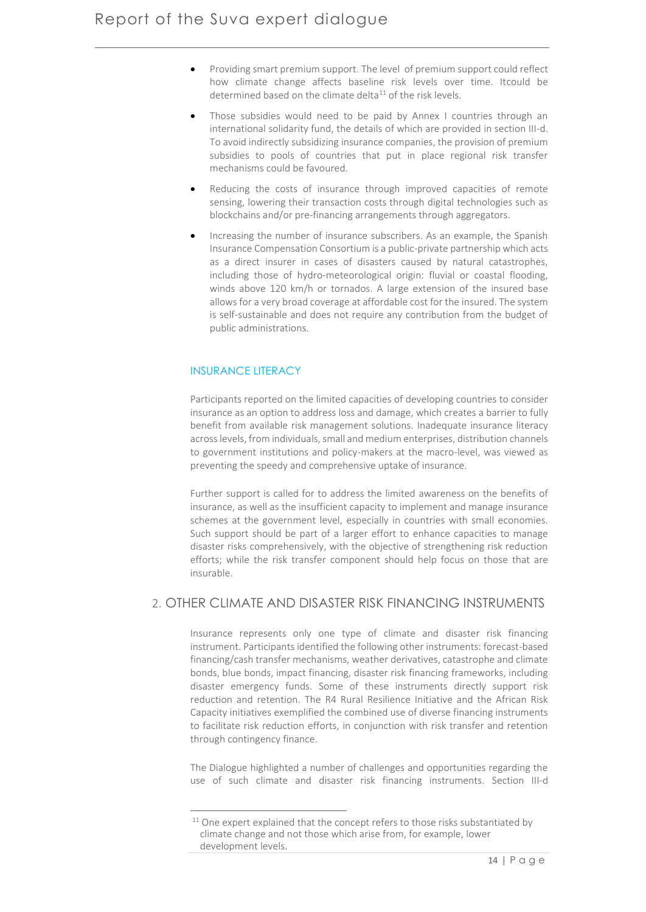- Providing smart premium support. The level of premium support could reflect how climate change affects baseline risk levels over time. Itcould be determined based on the climate delta[11] of the risk levels.
- Those subsidies would need to be paid by Annex I countries through an international solidarity fund, the details of which are provided in section III-d. To avoid indirectly subsidizing insurance companies, the provision of premium subsidies to pools of countries that put in place regional risk transfer mechanisms could be favoured.
- Reducing the costs of insurance through improved capacities of remote sensing, lowering their transaction costs through digital technologies such as blockchains and/or pre-financing arrangements through aggregators.
- Increasing the number of insurance subscribers. As an example, the Spanish Insurance Compensation Consortium is a public-private partnership which acts as a direct insurer in cases of disasters caused by natural catastrophes, including those of hydro-meteorological origin: fluvial or coastal flooding, winds above 120 km/h or tornados. A large extension of the insured base allows for a very broad coverage at affordable cost for the insured. The system is self-sustainable and does not require any contribution from the budget of public administrations.

### INSURANCE LITERACY

Participants reported on the limited capacities of developing countries to consider insurance as an option to address loss and damage, which creates a barrier to fully benefit from available risk management solutions. Inadequate insurance literacy across levels, from individuals, small and medium enterprises, distribution channels to government institutions and policy-makers at the macro-level, was viewed as preventing the speedy and comprehensive uptake of insurance.

Further support is called for to address the limited awareness on the benefits of insurance, as well as the insufficient capacity to implement and manage insurance schemes at the government level, especially in countries with small economies. Such support should be part of a larger effort to enhance capacities to manage disaster risks comprehensively, with the objective of strengthening risk reduction efforts; while the risk transfer component should help focus on those that are insurable.

## 2. OTHER CLIMATE AND DISASTER RISK FINANCING INSTRUMENTS

Insurance represents only one type of climate and disaster risk financing instrument. Participants identified the following other instruments: forecast-based financing/cash transfer mechanisms, weather derivatives, catastrophe and climate bonds, blue bonds, impact financing, disaster risk financing frameworks, including disaster emergency funds. Some of these instruments directly support risk reduction and retention. The R4 Rural Resilience Initiative and the African Risk Capacity initiatives exemplified the combined use of diverse financing instruments to facilitate risk reduction efforts, in conjunction with risk transfer and retention through contingency finance.

The Dialogue highlighted a number of challenges and opportunities regarding the use of such climate and disaster risk financing instruments. Section III-d

[11] One expert explained that the concept refers to those risks substantiated by climate change and not those which arise from, for example, lower development levels.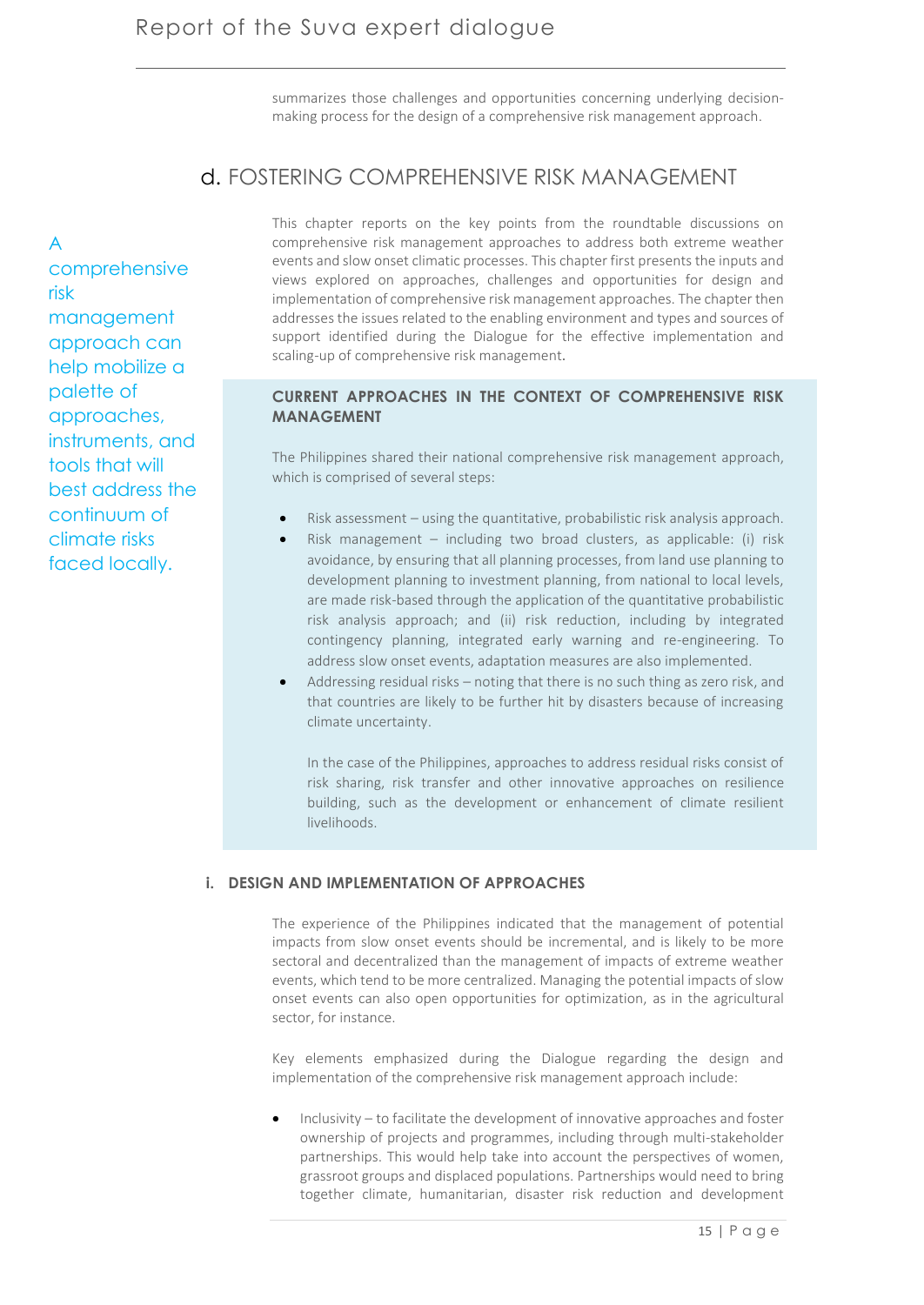summarizes those challenges and opportunities concerning underlying decision-making process for the design of a comprehensive risk management approach.

## d. FOSTERING COMPREHENSIVE RISK MANAGEMENT

A comprehensive risk management approach can help mobilize a palette of approaches, instruments, and tools that will best address the continuum of climate risks faced locally.

This chapter reports on the key points from the roundtable discussions on comprehensive risk management approaches to address both extreme weather events and slow onset climatic processes. This chapter first presents the inputs and views explored on approaches, challenges and opportunities for design and implementation of comprehensive risk management approaches. The chapter then addresses the issues related to the enabling environment and types and sources of support identified during the Dialogue for the effective implementation and scaling-up of comprehensive risk management.

**CURRENT APPROACHES IN THE CONTEXT OF COMPREHENSIVE RISK MANAGEMENT**

The Philippines shared their national comprehensive risk management approach, which is comprised of several steps:

- Risk assessment – using the quantitative, probabilistic risk analysis approach.
- Risk management – including two broad clusters, as applicable: (i) risk avoidance, by ensuring that all planning processes, from land use planning to development planning to investment planning, from national to local levels, are made risk-based through the application of the quantitative probabilistic risk analysis approach; and (ii) risk reduction, including by integrated contingency planning, integrated early warning and re-engineering. To address slow onset events, adaptation measures are also implemented.
- Addressing residual risks – noting that there is no such thing as zero risk, and that countries are likely to be further hit by disasters because of increasing climate uncertainty.

  In the case of the Philippines, approaches to address residual risks consist of risk sharing, risk transfer and other innovative approaches on resilience building, such as the development or enhancement of climate resilient livelihoods.

### i. DESIGN AND IMPLEMENTATION OF APPROACHES

The experience of the Philippines indicated that the management of potential impacts from slow onset events should be incremental, and is likely to be more sectoral and decentralized than the management of impacts of extreme weather events, which tend to be more centralized. Managing the potential impacts of slow onset events can also open opportunities for optimization, as in the agricultural sector, for instance.

Key elements emphasized during the Dialogue regarding the design and implementation of the comprehensive risk management approach include:

- Inclusivity – to facilitate the development of innovative approaches and foster ownership of projects and programmes, including through multi-stakeholder partnerships. This would help take into account the perspectives of women, grassroot groups and displaced populations. Partnerships would need to bring together climate, humanitarian, disaster risk reduction and development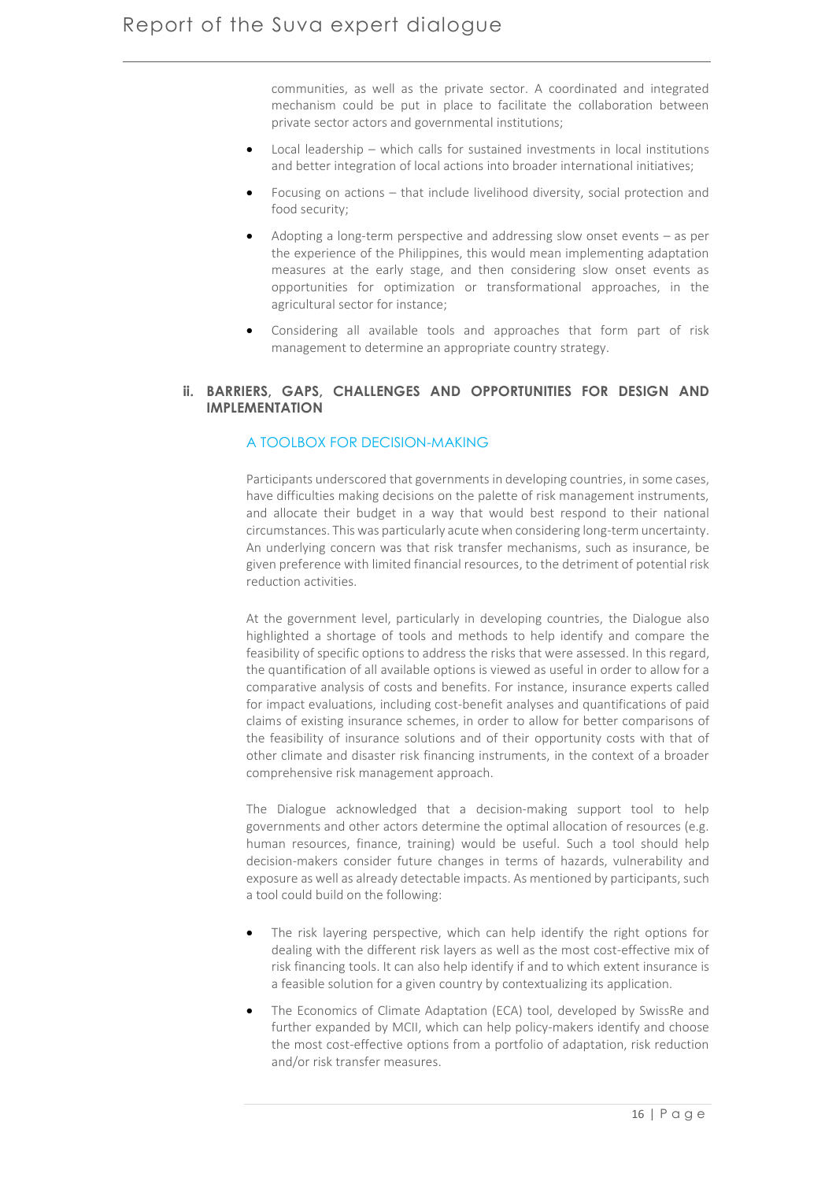communities, as well as the private sector. A coordinated and integrated mechanism could be put in place to facilitate the collaboration between private sector actors and governmental institutions;

- Local leadership – which calls for sustained investments in local institutions and better integration of local actions into broader international initiatives;
- Focusing on actions – that include livelihood diversity, social protection and food security;
- Adopting a long-term perspective and addressing slow onset events – as per the experience of the Philippines, this would mean implementing adaptation measures at the early stage, and then considering slow onset events as opportunities for optimization or transformational approaches, in the agricultural sector for instance;
- Considering all available tools and approaches that form part of risk management to determine an appropriate country strategy.

### ii. BARRIERS, GAPS, CHALLENGES AND OPPORTUNITIES FOR DESIGN AND IMPLEMENTATION

#### A TOOLBOX FOR DECISION-MAKING

Participants underscored that governments in developing countries, in some cases, have difficulties making decisions on the palette of risk management instruments, and allocate their budget in a way that would best respond to their national circumstances. This was particularly acute when considering long-term uncertainty. An underlying concern was that risk transfer mechanisms, such as insurance, be given preference with limited financial resources, to the detriment of potential risk reduction activities.

At the government level, particularly in developing countries, the Dialogue also highlighted a shortage of tools and methods to help identify and compare the feasibility of specific options to address the risks that were assessed. In this regard, the quantification of all available options is viewed as useful in order to allow for a comparative analysis of costs and benefits. For instance, insurance experts called for impact evaluations, including cost-benefit analyses and quantifications of paid claims of existing insurance schemes, in order to allow for better comparisons of the feasibility of insurance solutions and of their opportunity costs with that of other climate and disaster risk financing instruments, in the context of a broader comprehensive risk management approach.

The Dialogue acknowledged that a decision-making support tool to help governments and other actors determine the optimal allocation of resources (e.g. human resources, finance, training) would be useful. Such a tool should help decision-makers consider future changes in terms of hazards, vulnerability and exposure as well as already detectable impacts. As mentioned by participants, such a tool could build on the following:

- The risk layering perspective, which can help identify the right options for dealing with the different risk layers as well as the most cost-effective mix of risk financing tools. It can also help identify if and to which extent insurance is a feasible solution for a given country by contextualizing its application.
- The Economics of Climate Adaptation (ECA) tool, developed by SwissRe and further expanded by MCII, which can help policy-makers identify and choose the most cost-effective options from a portfolio of adaptation, risk reduction and/or risk transfer measures.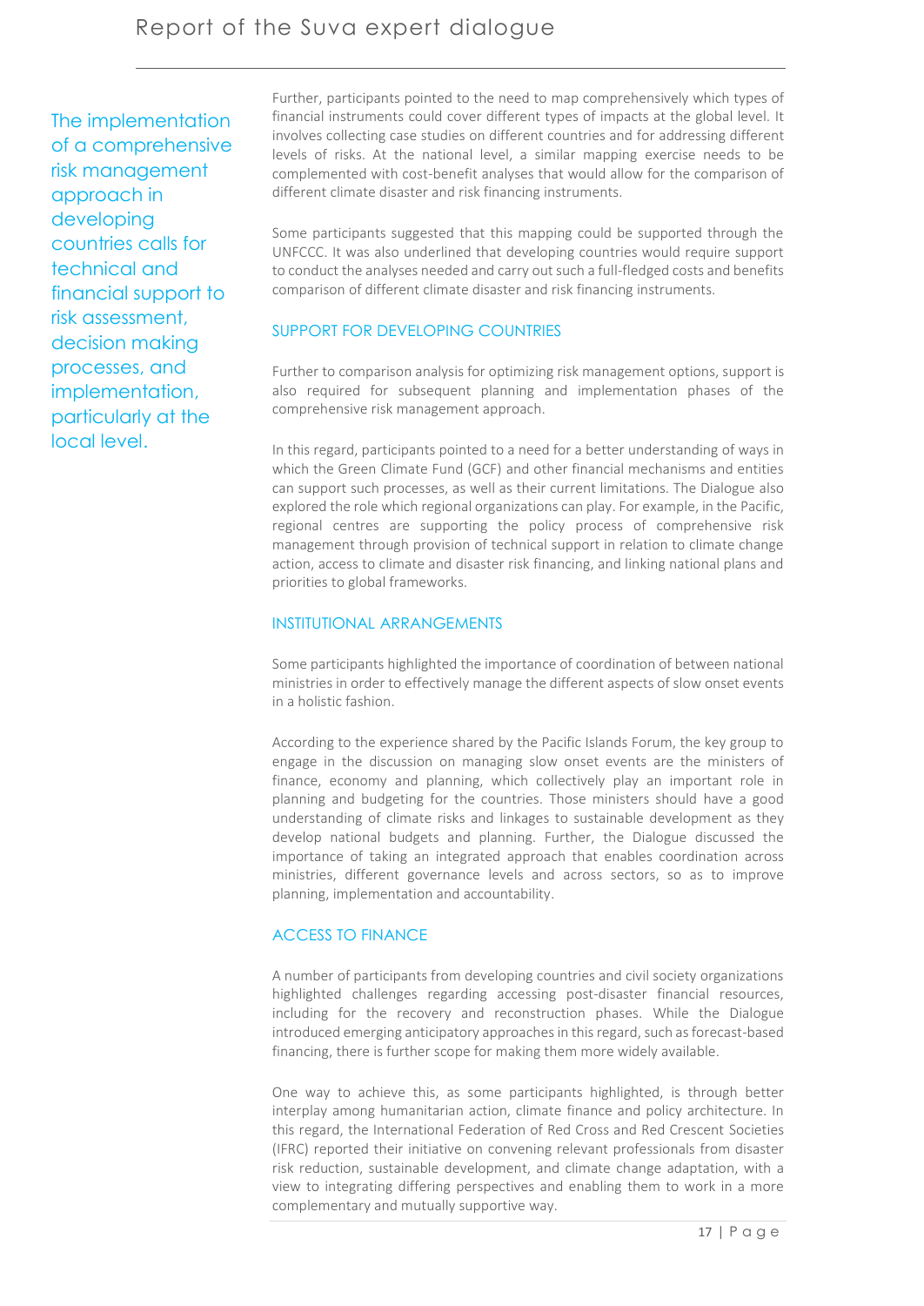> The implementation of a comprehensive risk management approach in developing countries calls for technical and financial support to risk assessment, decision making processes, and implementation, particularly at the local level.

Further, participants pointed to the need to map comprehensively which types of financial instruments could cover different types of impacts at the global level. It involves collecting case studies on different countries and for addressing different levels of risks. At the national level, a similar mapping exercise needs to be complemented with cost-benefit analyses that would allow for the comparison of different climate disaster and risk financing instruments.

Some participants suggested that this mapping could be supported through the UNFCCC. It was also underlined that developing countries would require support to conduct the analyses needed and carry out such a full-fledged costs and benefits comparison of different climate disaster and risk financing instruments.

### SUPPORT FOR DEVELOPING COUNTRIES

Further to comparison analysis for optimizing risk management options, support is also required for subsequent planning and implementation phases of the comprehensive risk management approach.

In this regard, participants pointed to a need for a better understanding of ways in which the Green Climate Fund (GCF) and other financial mechanisms and entities can support such processes, as well as their current limitations. The Dialogue also explored the role which regional organizations can play. For example, in the Pacific, regional centres are supporting the policy process of comprehensive risk management through provision of technical support in relation to climate change action, access to climate and disaster risk financing, and linking national plans and priorities to global frameworks.

### INSTITUTIONAL ARRANGEMENTS

Some participants highlighted the importance of coordination of between national ministries in order to effectively manage the different aspects of slow onset events in a holistic fashion.

According to the experience shared by the Pacific Islands Forum, the key group to engage in the discussion on managing slow onset events are the ministers of finance, economy and planning, which collectively play an important role in planning and budgeting for the countries. Those ministers should have a good understanding of climate risks and linkages to sustainable development as they develop national budgets and planning. Further, the Dialogue discussed the importance of taking an integrated approach that enables coordination across ministries, different governance levels and across sectors, so as to improve planning, implementation and accountability.

### ACCESS TO FINANCE

A number of participants from developing countries and civil society organizations highlighted challenges regarding accessing post-disaster financial resources, including for the recovery and reconstruction phases. While the Dialogue introduced emerging anticipatory approaches in this regard, such as forecast-based financing, there is further scope for making them more widely available.

One way to achieve this, as some participants highlighted, is through better interplay among humanitarian action, climate finance and policy architecture. In this regard, the International Federation of Red Cross and Red Crescent Societies (IFRC) reported their initiative on convening relevant professionals from disaster risk reduction, sustainable development, and climate change adaptation, with a view to integrating differing perspectives and enabling them to work in a more complementary and mutually supportive way.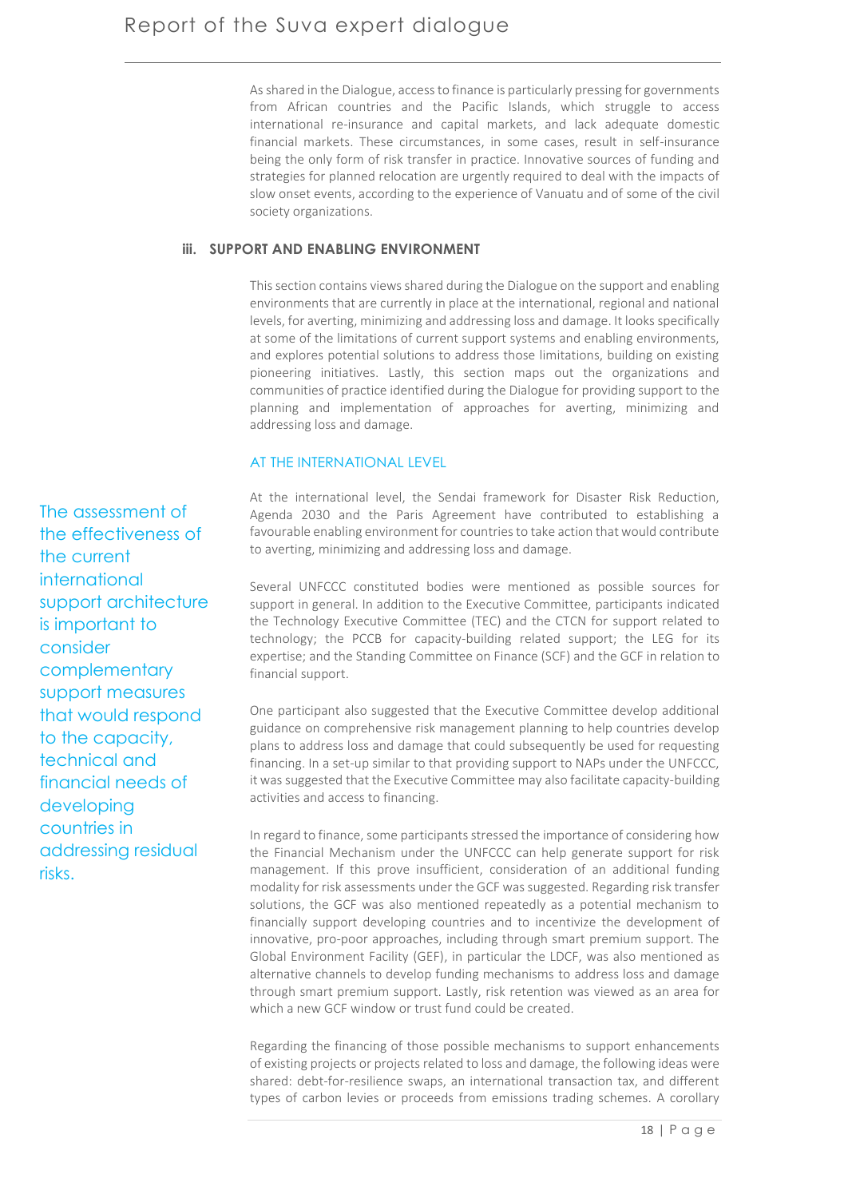As shared in the Dialogue, access to finance is particularly pressing for governments from African countries and the Pacific Islands, which struggle to access international re-insurance and capital markets, and lack adequate domestic financial markets. These circumstances, in some cases, result in self-insurance being the only form of risk transfer in practice. Innovative sources of funding and strategies for planned relocation are urgently required to deal with the impacts of slow onset events, according to the experience of Vanuatu and of some of the civil society organizations.

### iii. SUPPORT AND ENABLING ENVIRONMENT

This section contains views shared during the Dialogue on the support and enabling environments that are currently in place at the international, regional and national levels, for averting, minimizing and addressing loss and damage. It looks specifically at some of the limitations of current support systems and enabling environments, and explores potential solutions to address those limitations, building on existing pioneering initiatives. Lastly, this section maps out the organizations and communities of practice identified during the Dialogue for providing support to the planning and implementation of approaches for averting, minimizing and addressing loss and damage.

#### AT THE INTERNATIONAL LEVEL

> The assessment of the effectiveness of the current international support architecture is important to consider complementary support measures that would respond to the capacity, technical and financial needs of developing countries in addressing residual risks.

At the international level, the Sendai framework for Disaster Risk Reduction, Agenda 2030 and the Paris Agreement have contributed to establishing a favourable enabling environment for countries to take action that would contribute to averting, minimizing and addressing loss and damage.

Several UNFCCC constituted bodies were mentioned as possible sources for support in general. In addition to the Executive Committee, participants indicated the Technology Executive Committee (TEC) and the CTCN for support related to technology; the PCCB for capacity-building related support; the LEG for its expertise; and the Standing Committee on Finance (SCF) and the GCF in relation to financial support.

One participant also suggested that the Executive Committee develop additional guidance on comprehensive risk management planning to help countries develop plans to address loss and damage that could subsequently be used for requesting financing. In a set-up similar to that providing support to NAPs under the UNFCCC, it was suggested that the Executive Committee may also facilitate capacity-building activities and access to financing.

In regard to finance, some participants stressed the importance of considering how the Financial Mechanism under the UNFCCC can help generate support for risk management. If this prove insufficient, consideration of an additional funding modality for risk assessments under the GCF was suggested. Regarding risk transfer solutions, the GCF was also mentioned repeatedly as a potential mechanism to financially support developing countries and to incentivize the development of innovative, pro-poor approaches, including through smart premium support. The Global Environment Facility (GEF), in particular the LDCF, was also mentioned as alternative channels to develop funding mechanisms to address loss and damage through smart premium support. Lastly, risk retention was viewed as an area for which a new GCF window or trust fund could be created.

Regarding the financing of those possible mechanisms to support enhancements of existing projects or projects related to loss and damage, the following ideas were shared: debt-for-resilience swaps, an international transaction tax, and different types of carbon levies or proceeds from emissions trading schemes. A corollary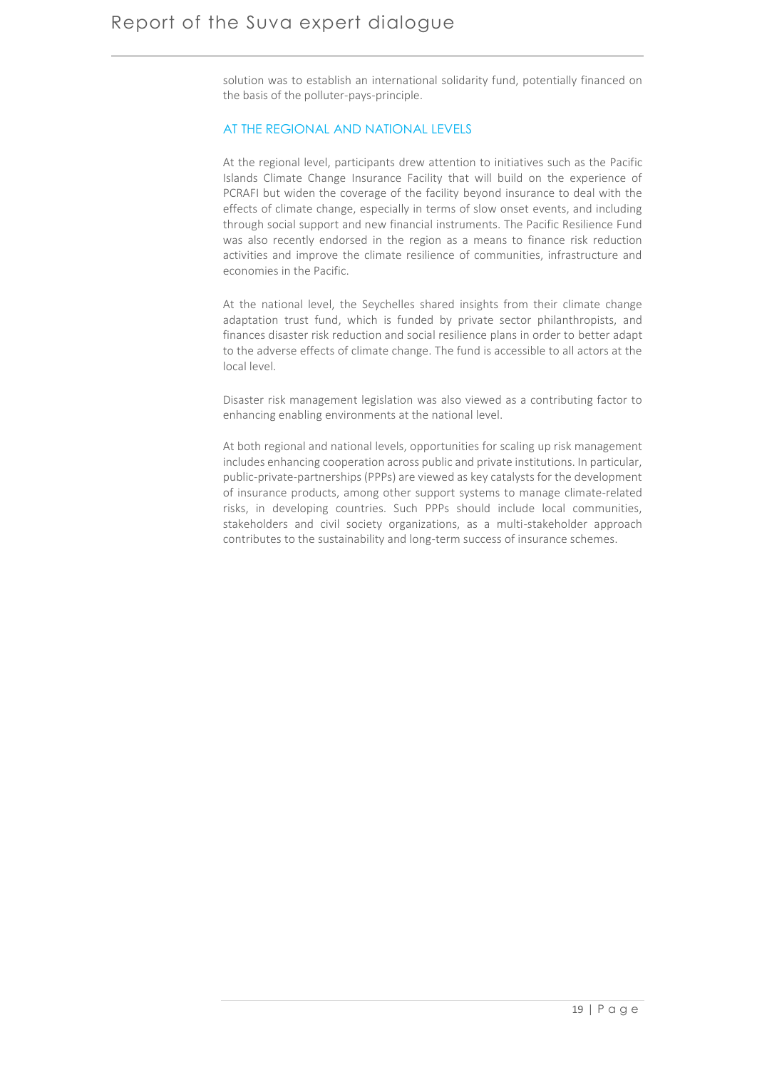solution was to establish an international solidarity fund, potentially financed on the basis of the polluter-pays-principle.

### AT THE REGIONAL AND NATIONAL LEVELS

At the regional level, participants drew attention to initiatives such as the Pacific Islands Climate Change Insurance Facility that will build on the experience of PCRAFI but widen the coverage of the facility beyond insurance to deal with the effects of climate change, especially in terms of slow onset events, and including through social support and new financial instruments. The Pacific Resilience Fund was also recently endorsed in the region as a means to finance risk reduction activities and improve the climate resilience of communities, infrastructure and economies in the Pacific.

At the national level, the Seychelles shared insights from their climate change adaptation trust fund, which is funded by private sector philanthropists, and finances disaster risk reduction and social resilience plans in order to better adapt to the adverse effects of climate change. The fund is accessible to all actors at the local level.

Disaster risk management legislation was also viewed as a contributing factor to enhancing enabling environments at the national level.

At both regional and national levels, opportunities for scaling up risk management includes enhancing cooperation across public and private institutions. In particular, public-private-partnerships (PPPs) are viewed as key catalysts for the development of insurance products, among other support systems to manage climate-related risks, in developing countries. Such PPPs should include local communities, stakeholders and civil society organizations, as a multi-stakeholder approach contributes to the sustainability and long-term success of insurance schemes.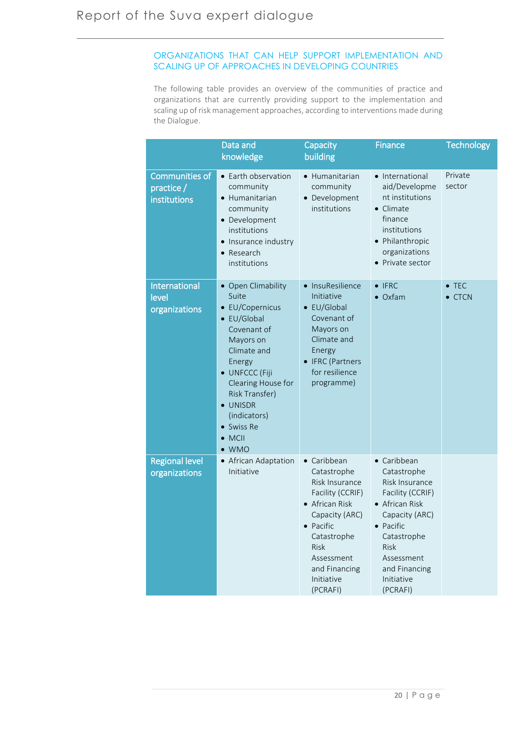### ORGANIZATIONS THAT CAN HELP SUPPORT IMPLEMENTATION AND SCALING UP OF APPROACHES IN DEVELOPING COUNTRIES

The following table provides an overview of the communities of practice and organizations that are currently providing support to the implementation and scaling up of risk management approaches, according to interventions made during the Dialogue.

| | Data and knowledge | Capacity building | Finance | Technology |
|---|---|---|---|---|
| Communities of practice / institutions | • Earth observation community<br>• Humanitarian community<br>• Development institutions<br>• Insurance industry<br>• Research institutions | • Humanitarian community<br>• Development institutions | • International aid/Development institutions<br>• Climate finance institutions<br>• Philanthropic organizations<br>• Private sector | Private sector |
| International level organizations | • Open Climability Suite<br>• EU/Copernicus<br>• EU/Global Covenant of Mayors on Climate and Energy<br>• UNFCCC (Fiji Clearing House for Risk Transfer)<br>• UNISDR (indicators)<br>• Swiss Re<br>• MCII<br>• WMO | • InsuResilience Initiative<br>• EU/Global Covenant of Mayors on Climate and Energy<br>• IFRC (Partners for resilience programme) | • IFRC<br>• Oxfam | • TEC<br>• CTCN |
| Regional level organizations | • African Adaptation Initiative | • Caribbean Catastrophe Risk Insurance Facility (CCRIF)<br>• African Risk Capacity (ARC)<br>• Pacific Catastrophe Risk Assessment and Financing Initiative (PCRAFI) | • Caribbean Catastrophe Risk Insurance Facility (CCRIF)<br>• African Risk Capacity (ARC)<br>• Pacific Catastrophe Risk Assessment and Financing Initiative (PCRAFI) | |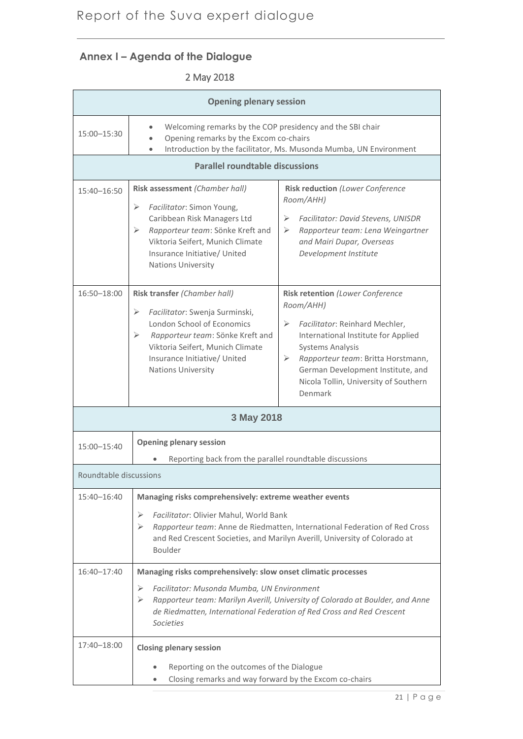## Annex I – Agenda of the Dialogue

### 2 May 2018

| Opening plenary session | | |
|---|---|---|
| 15:00–15:30 | • Welcoming remarks by the COP presidency and the SBI chair<br>• Opening remarks by the Excom co-chairs<br>• Introduction by the facilitator, Ms. Musonda Mumba, UN Environment | |
| **Parallel roundtable discussions** | | |
| 15:40–16:50 | **Risk assessment** *(Chamber hall)*<br>➢ *Facilitator*: Simon Young, Caribbean Risk Managers Ltd<br>➢ *Rapporteur team*: Sönke Kreft and Viktoria Seifert, Munich Climate Insurance Initiative/ United Nations University | **Risk reduction** *(Lower Conference Room/AHH)*<br>➢ *Facilitator: David Stevens, UNISDR*<br>➢ *Rapporteur team: Lena Weingartner and Mairi Dupar, Overseas Development Institute* |
| 16:50–18:00 | **Risk transfer** *(Chamber hall)*<br>➢ *Facilitator*: Swenja Surminski, London School of Economics<br>➢ *Rapporteur team*: Sönke Kreft and Viktoria Seifert, Munich Climate Insurance Initiative/ United Nations University | **Risk retention** *(Lower Conference Room/AHH)*<br>➢ *Facilitator*: Reinhard Mechler, International Institute for Applied Systems Analysis<br>➢ *Rapporteur team*: Britta Horstmann, German Development Institute, and Nicola Tollin, University of Southern Denmark |

### 3 May 2018

| 15:00–15:40 | **Opening plenary session**<br>• Reporting back from the parallel roundtable discussions |
|---|---|
| Roundtable discussions | |
| 15:40–16:40 | **Managing risks comprehensively: extreme weather events**<br>➢ *Facilitator*: Olivier Mahul, World Bank<br>➢ *Rapporteur team*: Anne de Riedmatten, International Federation of Red Cross and Red Crescent Societies, and Marilyn Averill, University of Colorado at Boulder |
| 16:40–17:40 | **Managing risks comprehensively: slow onset climatic processes**<br>➢ *Facilitator: Musonda Mumba, UN Environment*<br>➢ *Rapporteur team: Marilyn Averill, University of Colorado at Boulder, and Anne de Riedmatten, International Federation of Red Cross and Red Crescent Societies* |
| 17:40–18:00 | **Closing plenary session**<br>• Reporting on the outcomes of the Dialogue<br>• Closing remarks and way forward by the Excom co-chairs |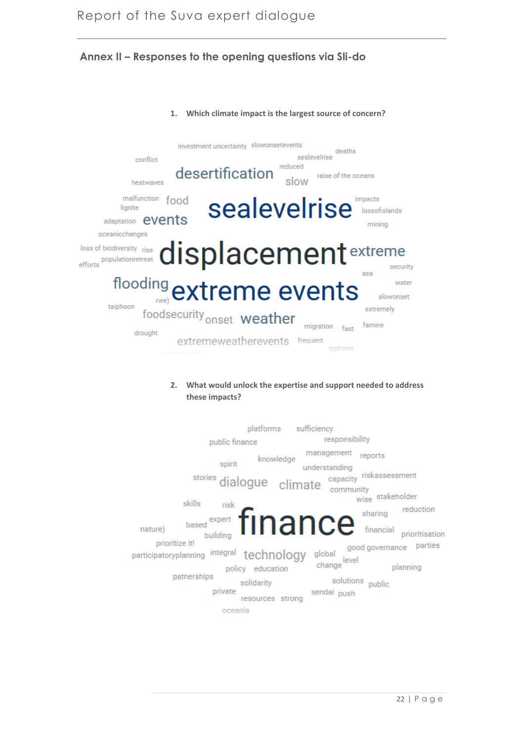## Annex II – Responses to the opening questions via Sli-do

1. **Which climate impact is the largest source of concern?**

investment uncertainty
slowonsetevents
deaths
conflict
seslevelrise
reduced
desertification
slow
raise of the oceans
heatwaves
malfunction
food
lignite
sealevelrise
impacts
lossofislands
adaptation
events
mining
oceanicchanges
loss of biodiversity
rise
displacement
extreme
efforts
populationretreat
security
sea
flooding
extreme events
water
rwe)
slowonset
taiphoon
extremely
foodsecurity
onset
weather
migration
fast
famine
drought
extremeweatherevents
frequent
typhoon

2. **What would unlock the expertise and support needed to address these impacts?**

platforms
sufficiency
public finance
responsibility
management
reports
spirit
knowledge
understanding
stories
dialogue
climate
capacity
riskassessment
community
wise
stakeholder
skills
risk
reduction
sharing
expert
finance
nature)
based
financial
prioritisation
building
prioritize it!
good governance
parties
participatoryplanning
integral
technology
global
level
change
policy
education
planning
patnerships
solidarity
solutions
public
private
sendai
push
resources
strong
oceania